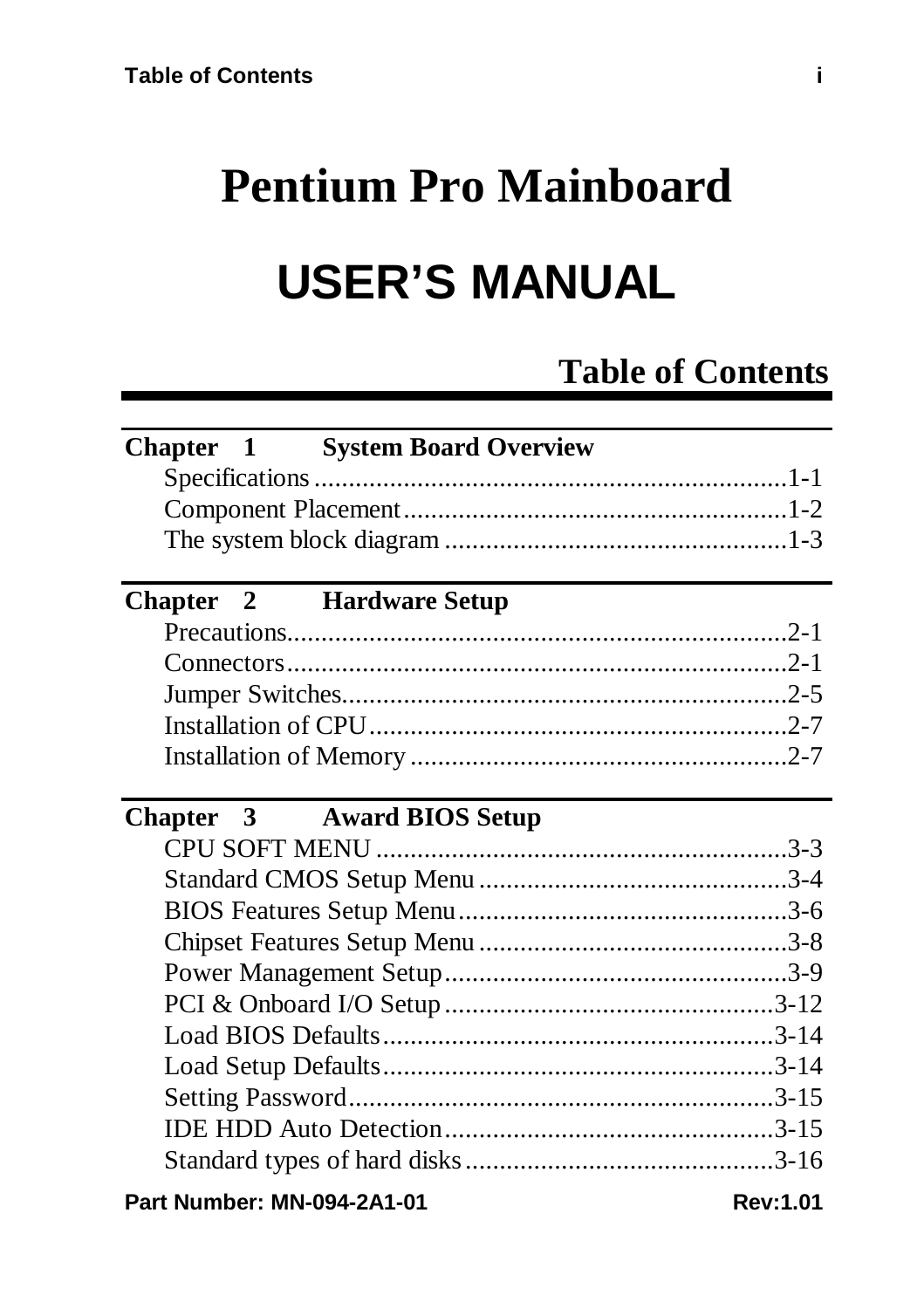# Pentium Pro Mainboard

# USER'S MANUAL

## Table of Contents

**Chapter 1 System Board Overview**

Specifications........................................................................1-1
Component Placement.........................................................1-2
The system block diagram..................................................1-3

**Chapter 2 Hardware Setup**

Precautions...........................................................................2-1
Connectors............................................................................2-1
Jumper Switches...................................................................2-5
Installation of CPU...............................................................2-7
Installation of Memory........................................................2-7

**Chapter 3 Award BIOS Setup**

CPU SOFT MENU...............................................................3-3
Standard CMOS Setup Menu..............................................3-4
BIOS Features Setup Menu.................................................3-6
Chipset Features Setup Menu..............................................3-8
Power Management Setup...................................................3-9
PCI & Onboard I/O Setup...................................................3-12
Load BIOS Defaults............................................................3-14
Load Setup Defaults............................................................3-14
Setting Password.................................................................3-15
IDE HDD Auto Detection...................................................3-15
Standard types of hard disks...............................................3-16

Part Number: MN-094-2A1-01 Rev:1.01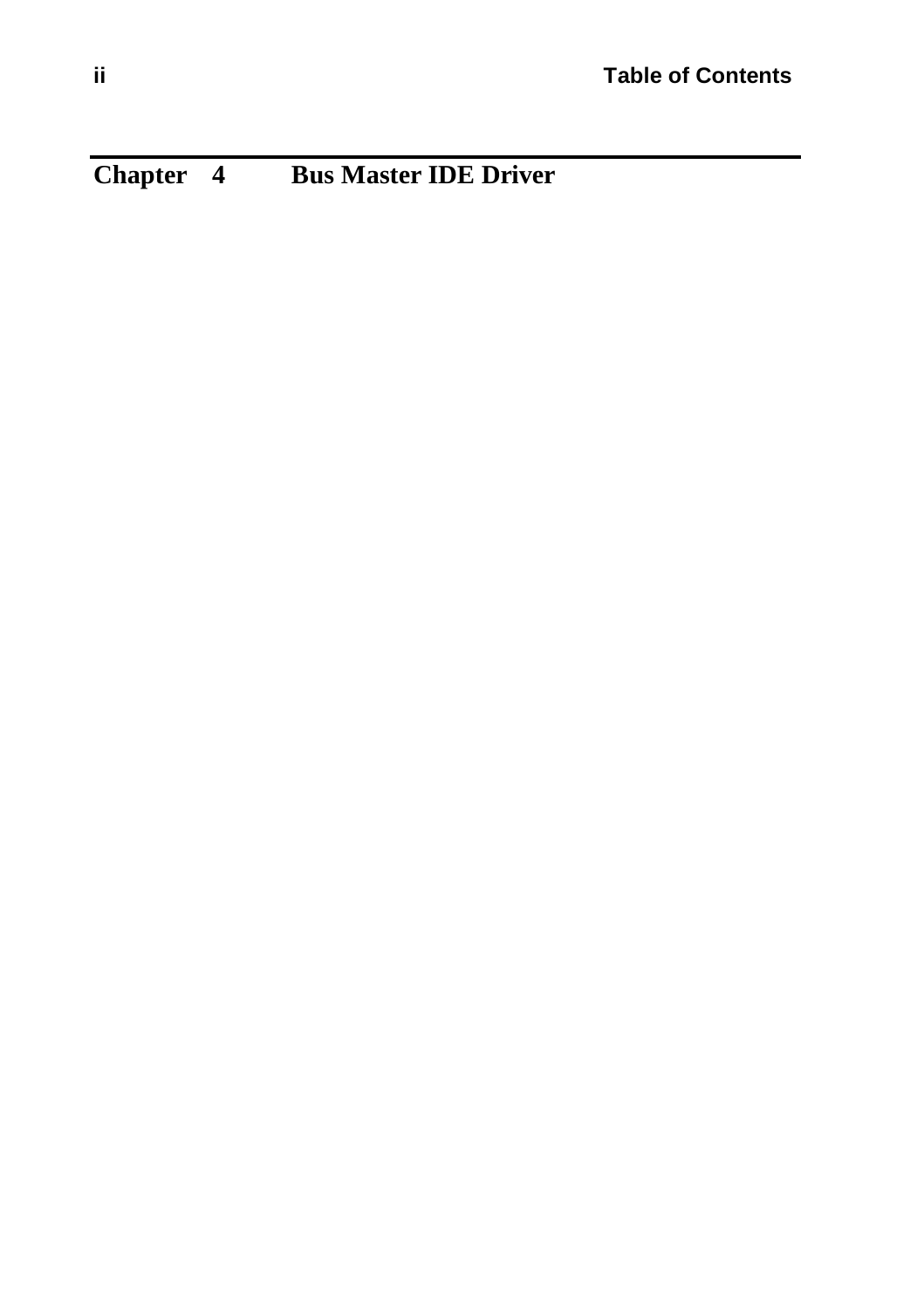# Chapter 4 Bus Master IDE Driver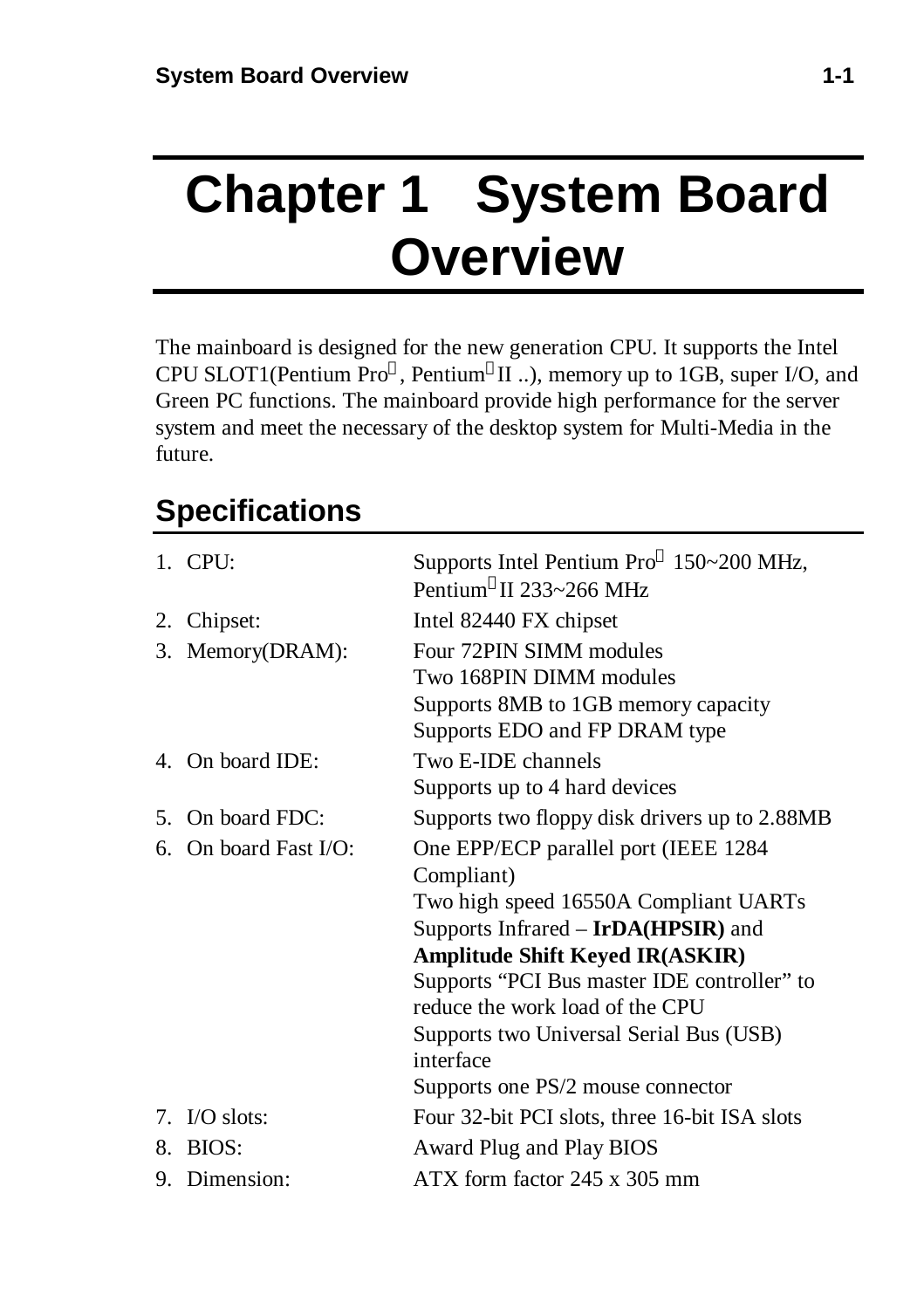# Chapter 1 System Board Overview

The mainboard is designed for the new generation CPU. It supports the Intel CPU SLOT1(Pentium Pro®, Pentium® II ..), memory up to 1GB, super I/O, and Green PC functions. The mainboard provide high performance for the server system and meet the necessary of the desktop system for Multi-Media in the future.

## Specifications

1. CPU: Supports Intel Pentium Pro® 150~200 MHz, Pentium® II 233~266 MHz
2. Chipset: Intel 82440 FX chipset
3. Memory(DRAM): Four 72PIN SIMM modules
   Two 168PIN DIMM modules
   Supports 8MB to 1GB memory capacity
   Supports EDO and FP DRAM type
4. On board IDE: Two E-IDE channels
   Supports up to 4 hard devices
5. On board FDC: Supports two floppy disk drivers up to 2.88MB
6. On board Fast I/O: One EPP/ECP parallel port (IEEE 1284 Compliant)
   Two high speed 16550A Compliant UARTs
   Supports Infrared – **IrDA(HPSIR)** and **Amplitude Shift Keyed IR(ASKIR)**
   Supports “PCI Bus master IDE controller” to reduce the work load of the CPU
   Supports two Universal Serial Bus (USB) interface
   Supports one PS/2 mouse connector
7. I/O slots: Four 32-bit PCI slots, three 16-bit ISA slots
8. BIOS: Award Plug and Play BIOS
9. Dimension: ATX form factor 245 x 305 mm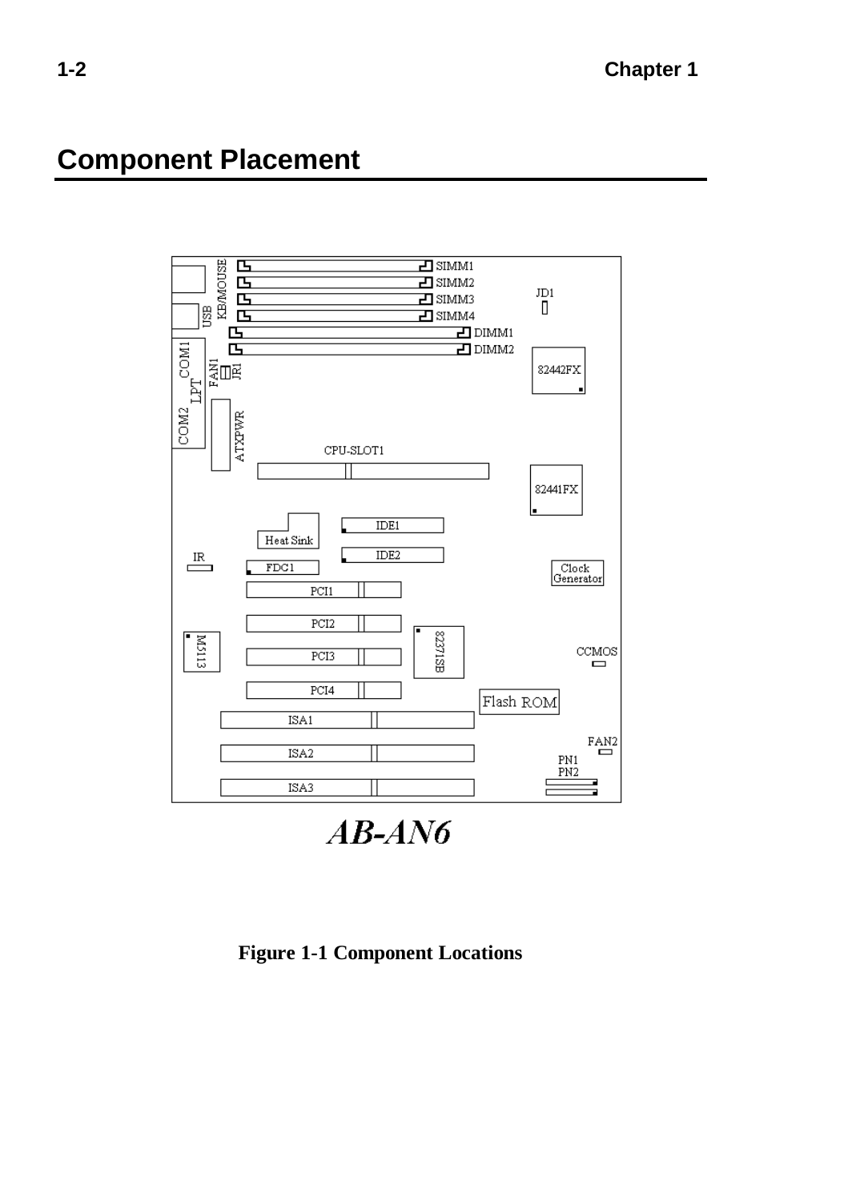# Component Placement

*AB-AN6*

**Figure 1-1 Component Locations**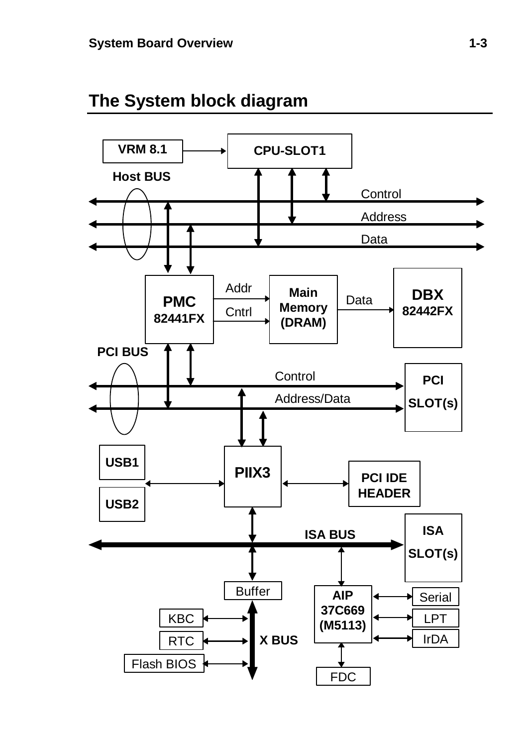## The System block diagram

VRM 8.1

CPU-SLOT1

Host BUS

Control

Address

Data

PMC
82441FX

Addr

Cntrl

Main Memory (DRAM)

Data

DBX
82442FX

PCI BUS

Control

Address/Data

PCI SLOT(s)

USB1

USB2

PIIX3

PCI IDE HEADER

ISA BUS

ISA SLOT(s)

Buffer

AIP 37C669 (M5113)

Serial

LPT

IrDA

KBC

RTC

Flash BIOS

X BUS

FDC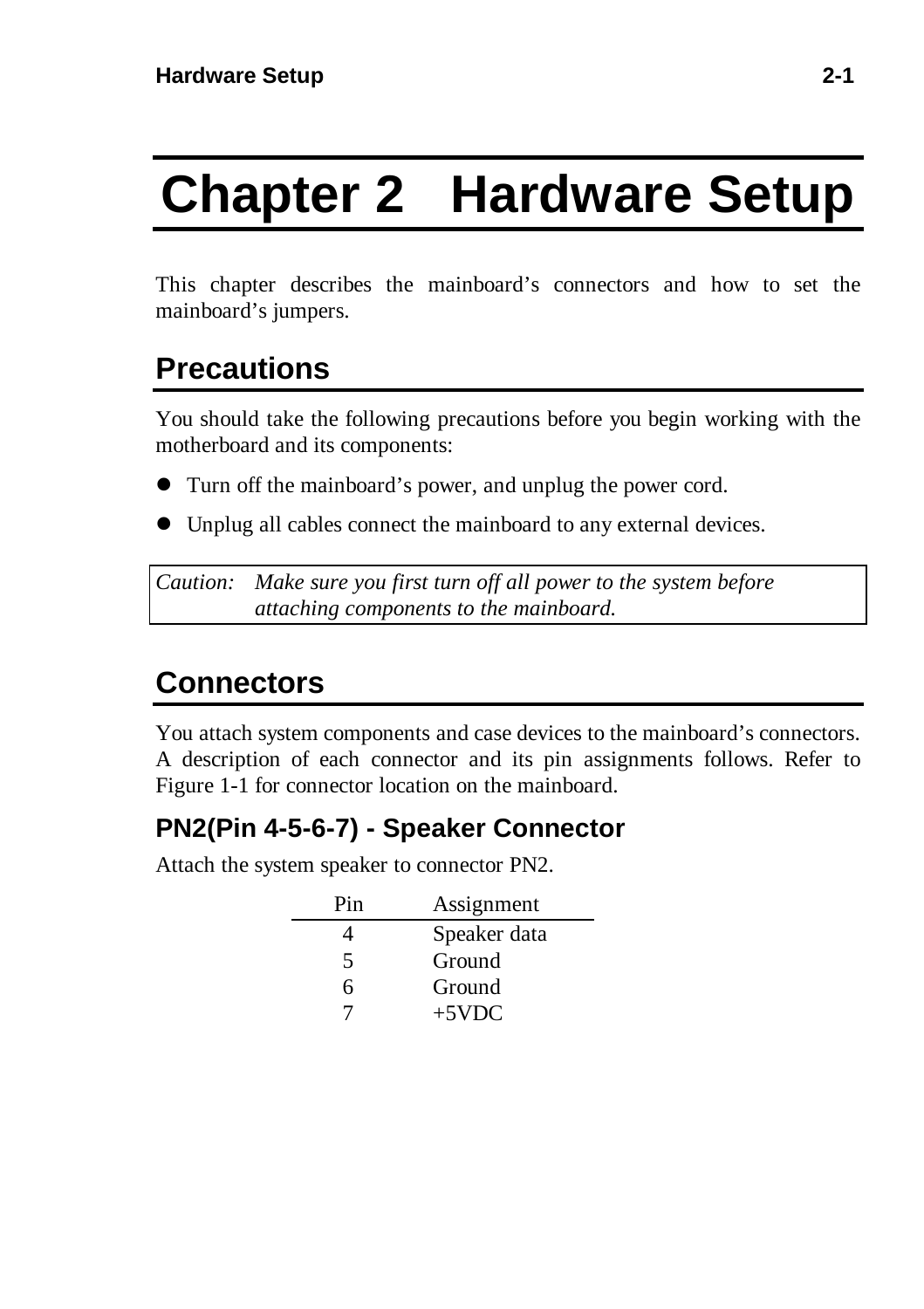# Chapter 2 Hardware Setup

This chapter describes the mainboard's connectors and how to set the mainboard's jumpers.

## Precautions

You should take the following precautions before you begin working with the motherboard and its components:

- Turn off the mainboard's power, and unplug the power cord.
- Unplug all cables connect the mainboard to any external devices.

*Caution: Make sure you first turn off all power to the system before attaching components to the mainboard.*

## Connectors

You attach system components and case devices to the mainboard's connectors. A description of each connector and its pin assignments follows. Refer to Figure 1-1 for connector location on the mainboard.

### PN2(Pin 4-5-6-7) - Speaker Connector

Attach the system speaker to connector PN2.

| Pin | Assignment |
|---|---|
| 4 | Speaker data |
| 5 | Ground |
| 6 | Ground |
| 7 | +5VDC |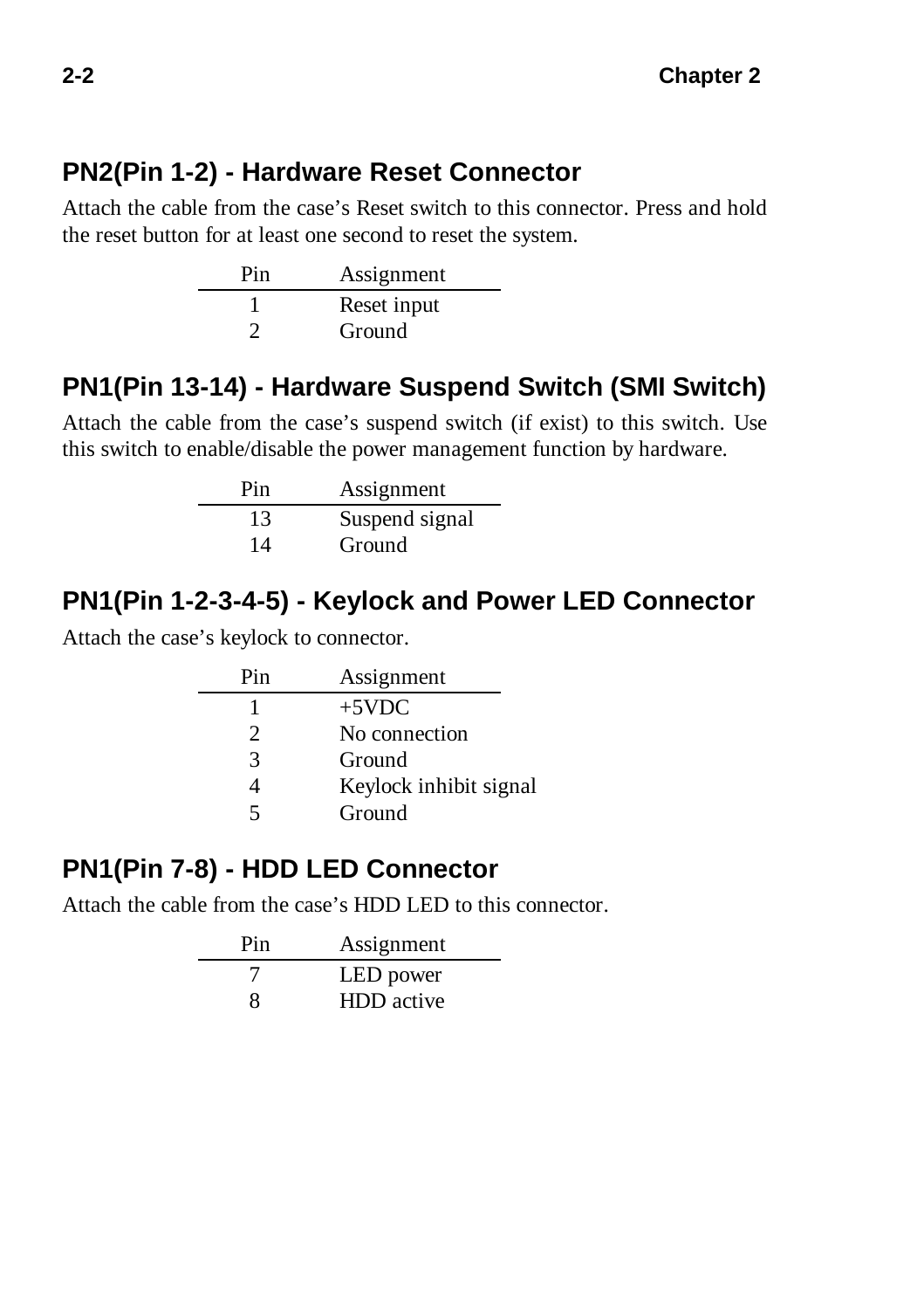## PN2(Pin 1-2) - Hardware Reset Connector

Attach the cable from the case's Reset switch to this connector. Press and hold the reset button for at least one second to reset the system.

| Pin | Assignment |
|---|---|
| 1 | Reset input |
| 2 | Ground |

## PN1(Pin 13-14) - Hardware Suspend Switch (SMI Switch)

Attach the cable from the case's suspend switch (if exist) to this switch. Use this switch to enable/disable the power management function by hardware.

| Pin | Assignment |
|---|---|
| 13 | Suspend signal |
| 14 | Ground |

## PN1(Pin 1-2-3-4-5) - Keylock and Power LED Connector

Attach the case's keylock to connector.

| Pin | Assignment |
|---|---|
| 1 | +5VDC |
| 2 | No connection |
| 3 | Ground |
| 4 | Keylock inhibit signal |
| 5 | Ground |

## PN1(Pin 7-8) - HDD LED Connector

Attach the cable from the case's HDD LED to this connector.

| Pin | Assignment |
|---|---|
| 7 | LED power |
| 8 | HDD active |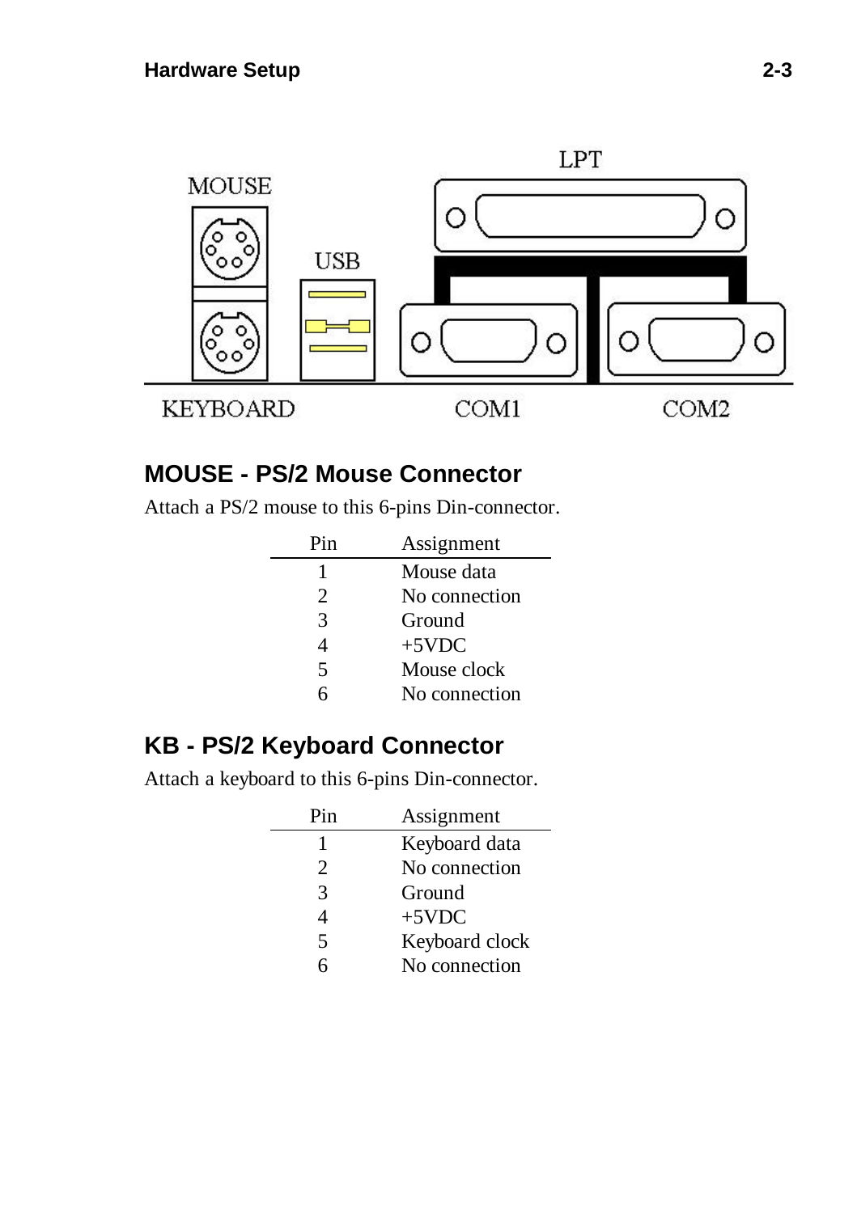## MOUSE - PS/2 Mouse Connector

Attach a PS/2 mouse to this 6-pins Din-connector.

| Pin | Assignment |
|---|---|
| 1 | Mouse data |
| 2 | No connection |
| 3 | Ground |
| 4 | +5VDC |
| 5 | Mouse clock |
| 6 | No connection |

## KB - PS/2 Keyboard Connector

Attach a keyboard to this 6-pins Din-connector.

| Pin | Assignment |
|---|---|
| 1 | Keyboard data |
| 2 | No connection |
| 3 | Ground |
| 4 | +5VDC |
| 5 | Keyboard clock |
| 6 | No connection |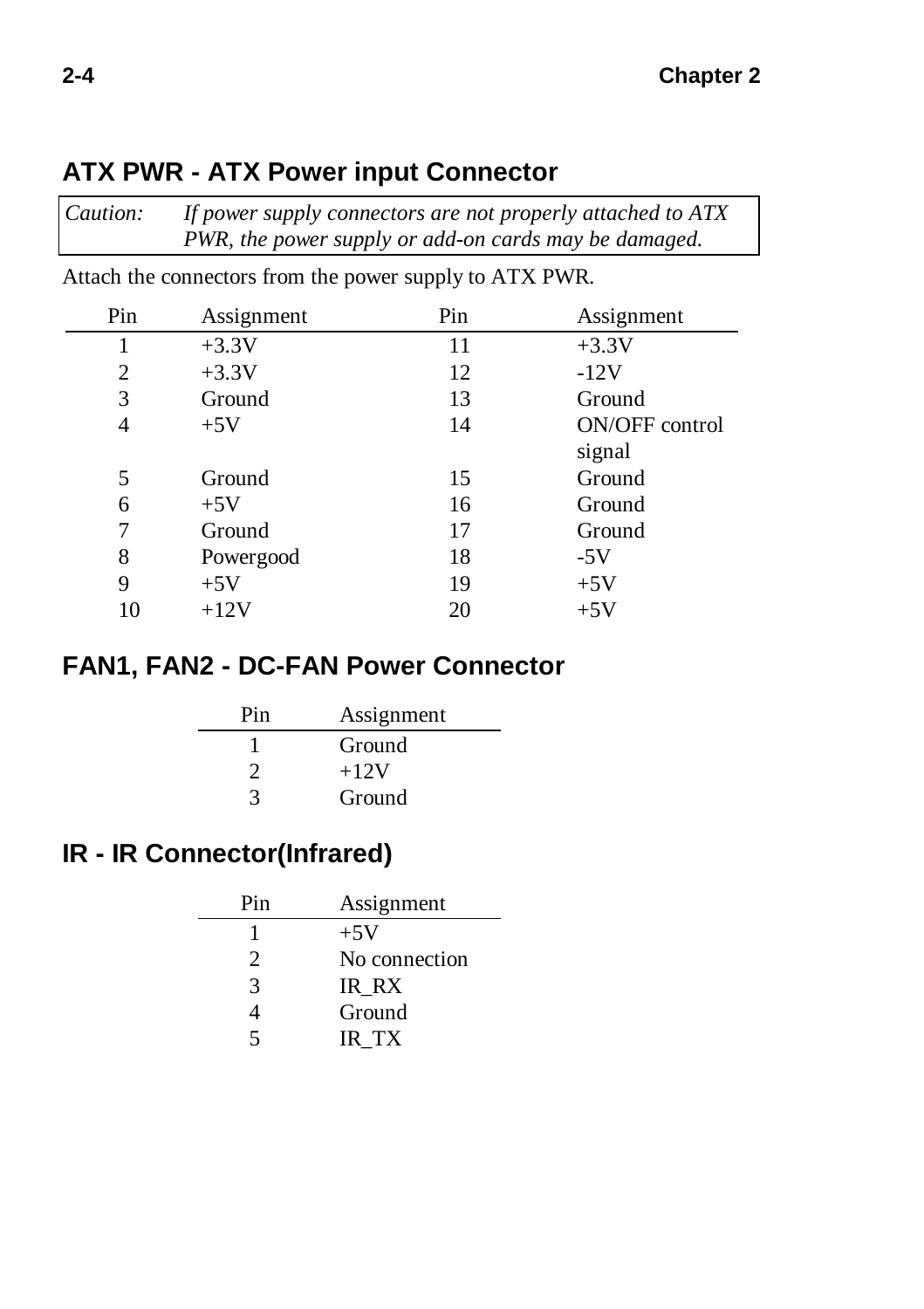## ATX PWR - ATX Power input Connector

| *Caution:* | *If power supply connectors are not properly attached to ATX PWR, the power supply or add-on cards may be damaged.* |
|---|---|

Attach the connectors from the power supply to ATX PWR.

| Pin | Assignment | Pin | Assignment |
|---|---|---|---|
| 1 | +3.3V | 11 | +3.3V |
| 2 | +3.3V | 12 | -12V |
| 3 | Ground | 13 | Ground |
| 4 | +5V | 14 | ON/OFF control signal |
| 5 | Ground | 15 | Ground |
| 6 | +5V | 16 | Ground |
| 7 | Ground | 17 | Ground |
| 8 | Powergood | 18 | -5V |
| 9 | +5V | 19 | +5V |
| 10 | +12V | 20 | +5V |

## FAN1, FAN2 - DC-FAN Power Connector

| Pin | Assignment |
|---|---|
| 1 | Ground |
| 2 | +12V |
| 3 | Ground |

## IR - IR Connector(Infrared)

| Pin | Assignment |
|---|---|
| 1 | +5V |
| 2 | No connection |
| 3 | IR_RX |
| 4 | Ground |
| 5 | IR_TX |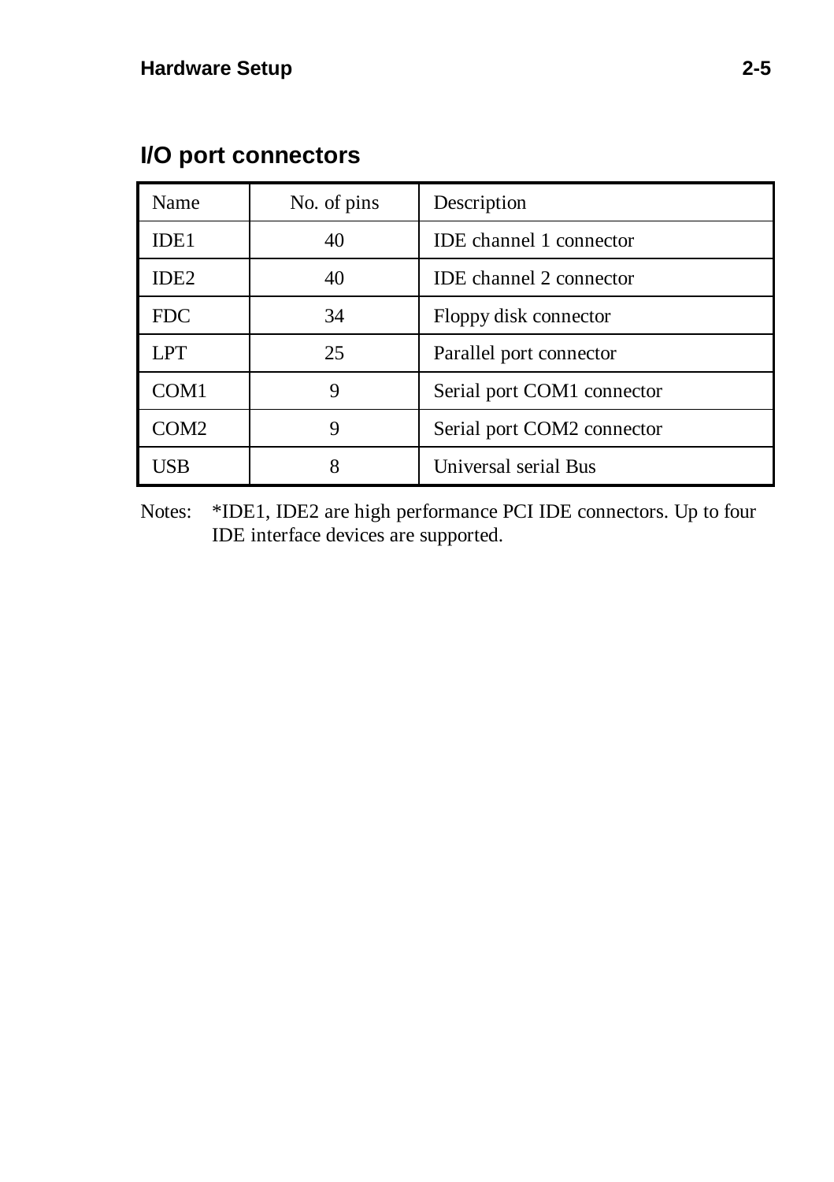## I/O port connectors

| Name | No. of pins | Description |
|---|---|---|
| IDE1 | 40 | IDE channel 1 connector |
| IDE2 | 40 | IDE channel 2 connector |
| FDC | 34 | Floppy disk connector |
| LPT | 25 | Parallel port connector |
| COM1 | 9 | Serial port COM1 connector |
| COM2 | 9 | Serial port COM2 connector |
| USB | 8 | Universal serial Bus |

Notes: *IDE1, IDE2 are high performance PCI IDE connectors. Up to four IDE interface devices are supported.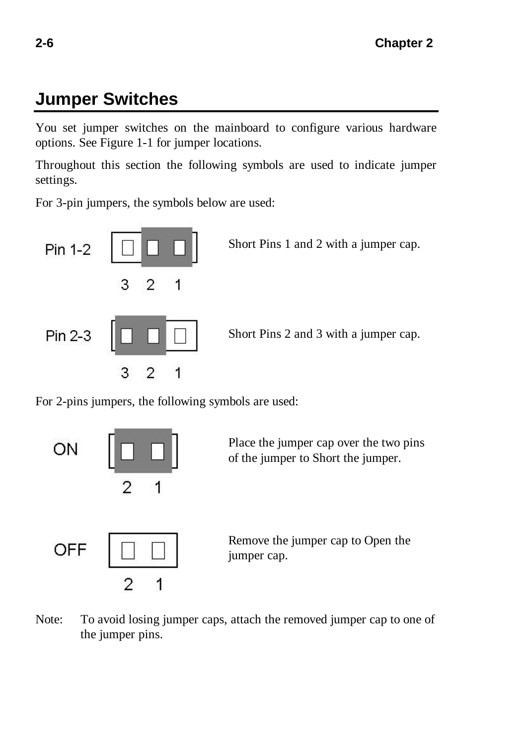## Jumper Switches

You set jumper switches on the mainboard to configure various hardware options. See Figure 1-1 for jumper locations.

Throughout this section the following symbols are used to indicate jumper settings.

For 3-pin jumpers, the symbols below are used:

Pin 1-2 — 3 2 1 — Short Pins 1 and 2 with a jumper cap.

Pin 2-3 — 3 2 1 — Short Pins 2 and 3 with a jumper cap.

For 2-pins jumpers, the following symbols are used:

ON — 2 1 — Place the jumper cap over the two pins of the jumper to Short the jumper.

OFF — 2 1 — Remove the jumper cap to Open the jumper cap.

Note: To avoid losing jumper caps, attach the removed jumper cap to one of the jumper pins.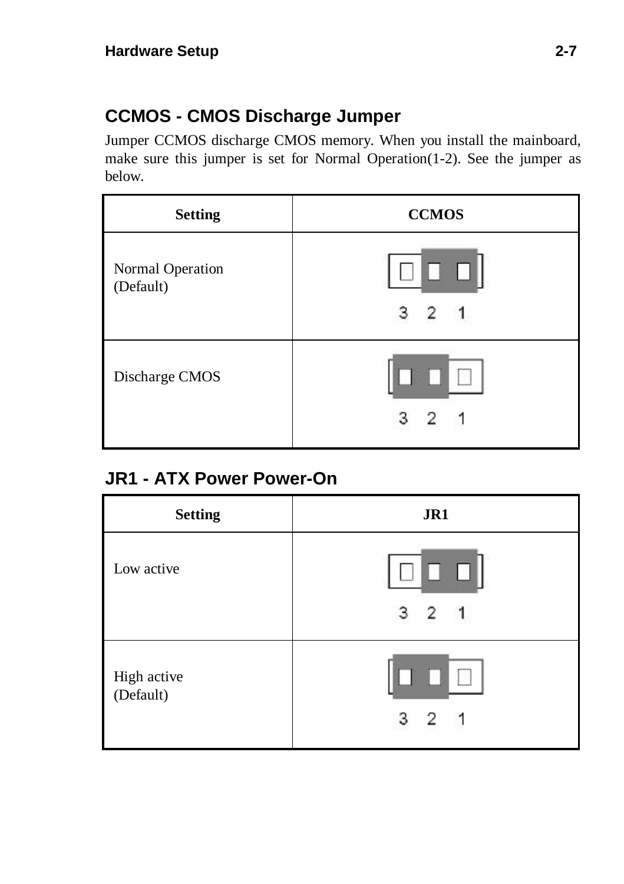## CCMOS - CMOS Discharge Jumper

Jumper CCMOS discharge CMOS memory. When you install the mainboard, make sure this jumper is set for Normal Operation(1-2). See the jumper as below.

| Setting | CCMOS |
|---|---|
| Normal Operation (Default) | 3 2 1 |
| Discharge CMOS | 3 2 1 |

## JR1 - ATX Power Power-On

| Setting | JR1 |
|---|---|
| Low active | 3 2 1 |
| High active (Default) | 3 2 1 |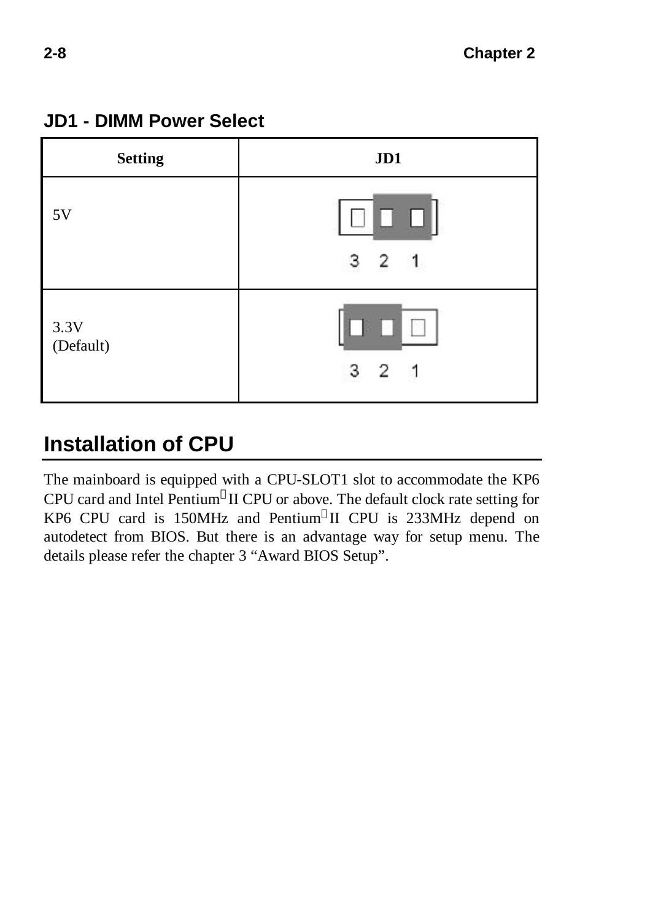## JD1 - DIMM Power Select

| Setting | JD1 |
|---|---|
| 5V | 3 2 1 |
| 3.3V (Default) | 3 2 1 |

## Installation of CPU

The mainboard is equipped with a CPU-SLOT1 slot to accommodate the KP6 CPU card and Intel Pentium® II CPU or above. The default clock rate setting for KP6 CPU card is 150MHz and Pentium® II CPU is 233MHz depend on autodetect from BIOS. But there is an advantage way for setup menu. The details please refer the chapter 3 "Award BIOS Setup".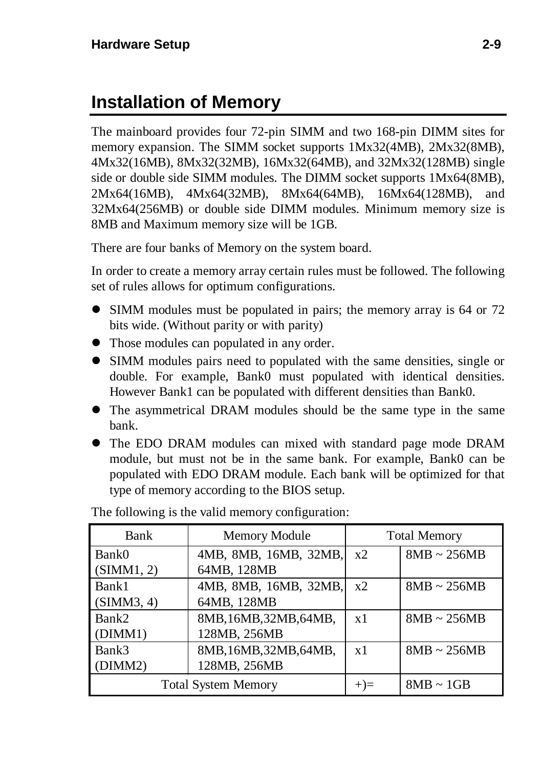# Installation of Memory

The mainboard provides four 72-pin SIMM and two 168-pin DIMM sites for memory expansion. The SIMM socket supports 1Mx32(4MB), 2Mx32(8MB), 4Mx32(16MB), 8Mx32(32MB), 16Mx32(64MB), and 32Mx32(128MB) single side or double side SIMM modules. The DIMM socket supports 1Mx64(8MB), 2Mx64(16MB), 4Mx64(32MB), 8Mx64(64MB), 16Mx64(128MB), and 32Mx64(256MB) or double side DIMM modules. Minimum memory size is 8MB and Maximum memory size will be 1GB.

There are four banks of Memory on the system board.

In order to create a memory array certain rules must be followed. The following set of rules allows for optimum configurations.

- SIMM modules must be populated in pairs; the memory array is 64 or 72 bits wide. (Without parity or with parity)
- Those modules can populated in any order.
- SIMM modules pairs need to populated with the same densities, single or double. For example, Bank0 must populated with identical densities. However Bank1 can be populated with different densities than Bank0.
- The asymmetrical DRAM modules should be the same type in the same bank.
- The EDO DRAM modules can mixed with standard page mode DRAM module, but must not be in the same bank. For example, Bank0 can be populated with EDO DRAM module. Each bank will be optimized for that type of memory according to the BIOS setup.

The following is the valid memory configuration:

| Bank | Memory Module | Total Memory | |
|---|---|---|---|
| Bank0 (SIMM1, 2) | 4MB, 8MB, 16MB, 32MB, 64MB, 128MB | x2 | 8MB ~ 256MB |
| Bank1 (SIMM3, 4) | 4MB, 8MB, 16MB, 32MB, 64MB, 128MB | x2 | 8MB ~ 256MB |
| Bank2 (DIMM1) | 8MB,16MB,32MB,64MB, 128MB, 256MB | x1 | 8MB ~ 256MB |
| Bank3 (DIMM2) | 8MB,16MB,32MB,64MB, 128MB, 256MB | x1 | 8MB ~ 256MB |
| Total System Memory | | +)= | 8MB ~ 1GB |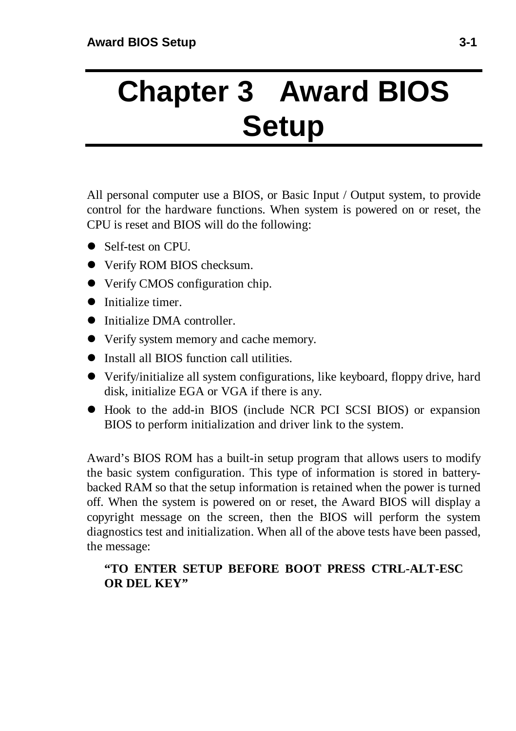# Chapter 3 Award BIOS Setup

All personal computer use a BIOS, or Basic Input / Output system, to provide control for the hardware functions. When system is powered on or reset, the CPU is reset and BIOS will do the following:

- Self-test on CPU.
- Verify ROM BIOS checksum.
- Verify CMOS configuration chip.
- Initialize timer.
- Initialize DMA controller.
- Verify system memory and cache memory.
- Install all BIOS function call utilities.
- Verify/initialize all system configurations, like keyboard, floppy drive, hard disk, initialize EGA or VGA if there is any.
- Hook to the add-in BIOS (include NCR PCI SCSI BIOS) or expansion BIOS to perform initialization and driver link to the system.

Award's BIOS ROM has a built-in setup program that allows users to modify the basic system configuration. This type of information is stored in battery-backed RAM so that the setup information is retained when the power is turned off. When the system is powered on or reset, the Award BIOS will display a copyright message on the screen, then the BIOS will perform the system diagnostics test and initialization. When all of the above tests have been passed, the message:

**"TO ENTER SETUP BEFORE BOOT PRESS CTRL-ALT-ESC OR DEL KEY"**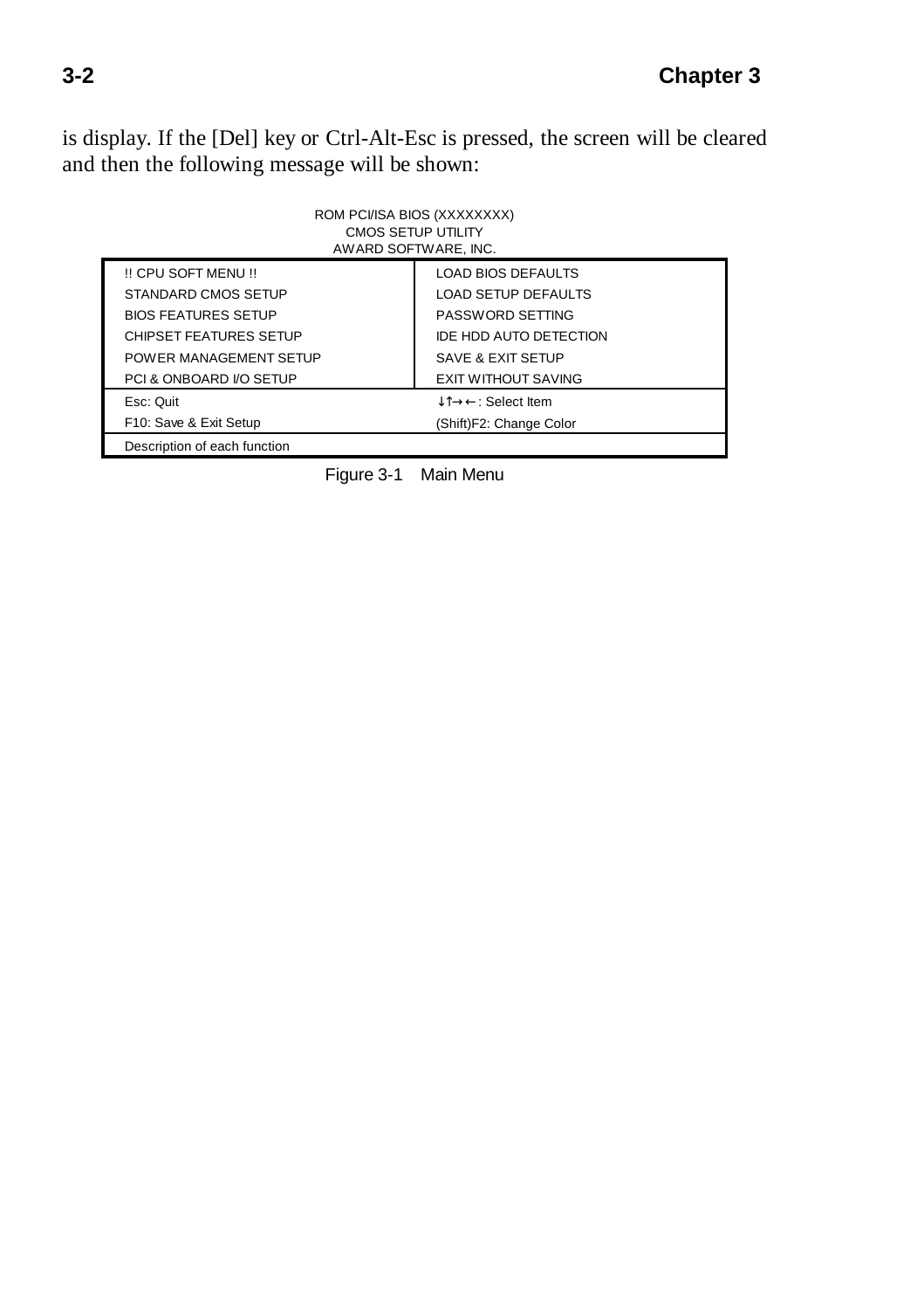is display. If the [Del] key or Ctrl-Alt-Esc is pressed, the screen will be cleared and then the following message will be shown:

ROM PCI/ISA BIOS (XXXXXXXX)
CMOS SETUP UTILITY
AWARD SOFTWARE, INC.

| | |
|---|---|
| !! CPU SOFT MENU !! | LOAD BIOS DEFAULTS |
| STANDARD CMOS SETUP | LOAD SETUP DEFAULTS |
| BIOS FEATURES SETUP | PASSWORD SETTING |
| CHIPSET FEATURES SETUP | IDE HDD AUTO DETECTION |
| POWER MANAGEMENT SETUP | SAVE & EXIT SETUP |
| PCI & ONBOARD I/O SETUP | EXIT WITHOUT SAVING |
| Esc: Quit | ↓↑→←: Select Item |
| F10: Save & Exit Setup | (Shift)F2: Change Color |
| Description of each function | |

Figure 3-1 Main Menu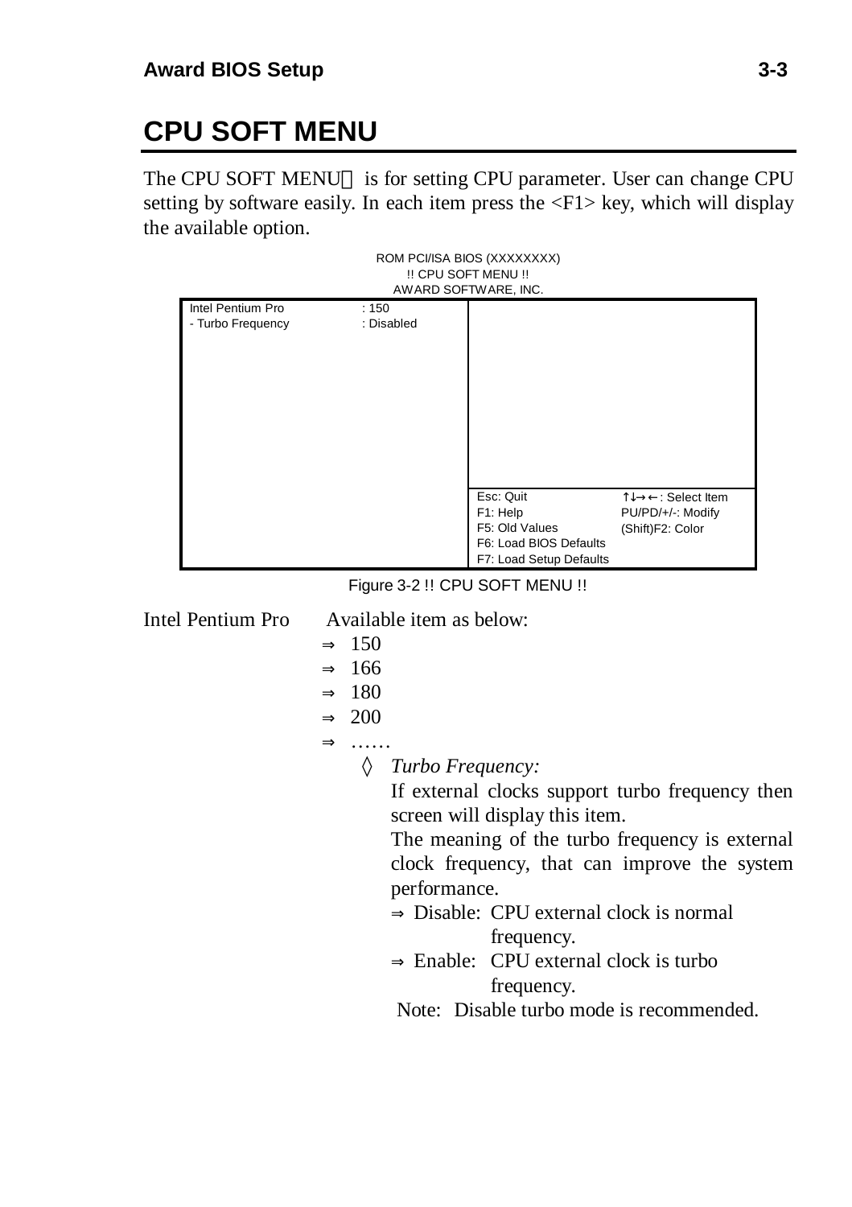# CPU SOFT MENU

The CPU SOFT MENU is for setting CPU parameter. User can change CPU setting by software easily. In each item press the <F1> key, which will display the available option.

```
ROM PCI/ISA BIOS (XXXXXXXX)
!! CPU SOFT MENU !!
AWARD SOFTWARE, INC.

Intel Pentium Pro       : 150
- Turbo Frequency       : Disabled

                        Esc: Quit                 ↑↓→←: Select Item
                        F1: Help                  PU/PD/+/-: Modify
                        F5: Old Values            (Shift)F2: Color
                        F6: Load BIOS Defaults
                        F7: Load Setup Defaults
```

Figure 3-2 !! CPU SOFT MENU !!

Intel Pentium Pro    Available item as below:

- ⇒ 150
- ⇒ 166
- ⇒ 180
- ⇒ 200
- ⇒ ……
  - ◊ *Turbo Frequency:*

    If external clocks support turbo frequency then screen will display this item.

    The meaning of the turbo frequency is external clock frequency, that can improve the system performance.

    - ⇒ Disable: CPU external clock is normal frequency.
    - ⇒ Enable: CPU external clock is turbo frequency.

    Note: Disable turbo mode is recommended.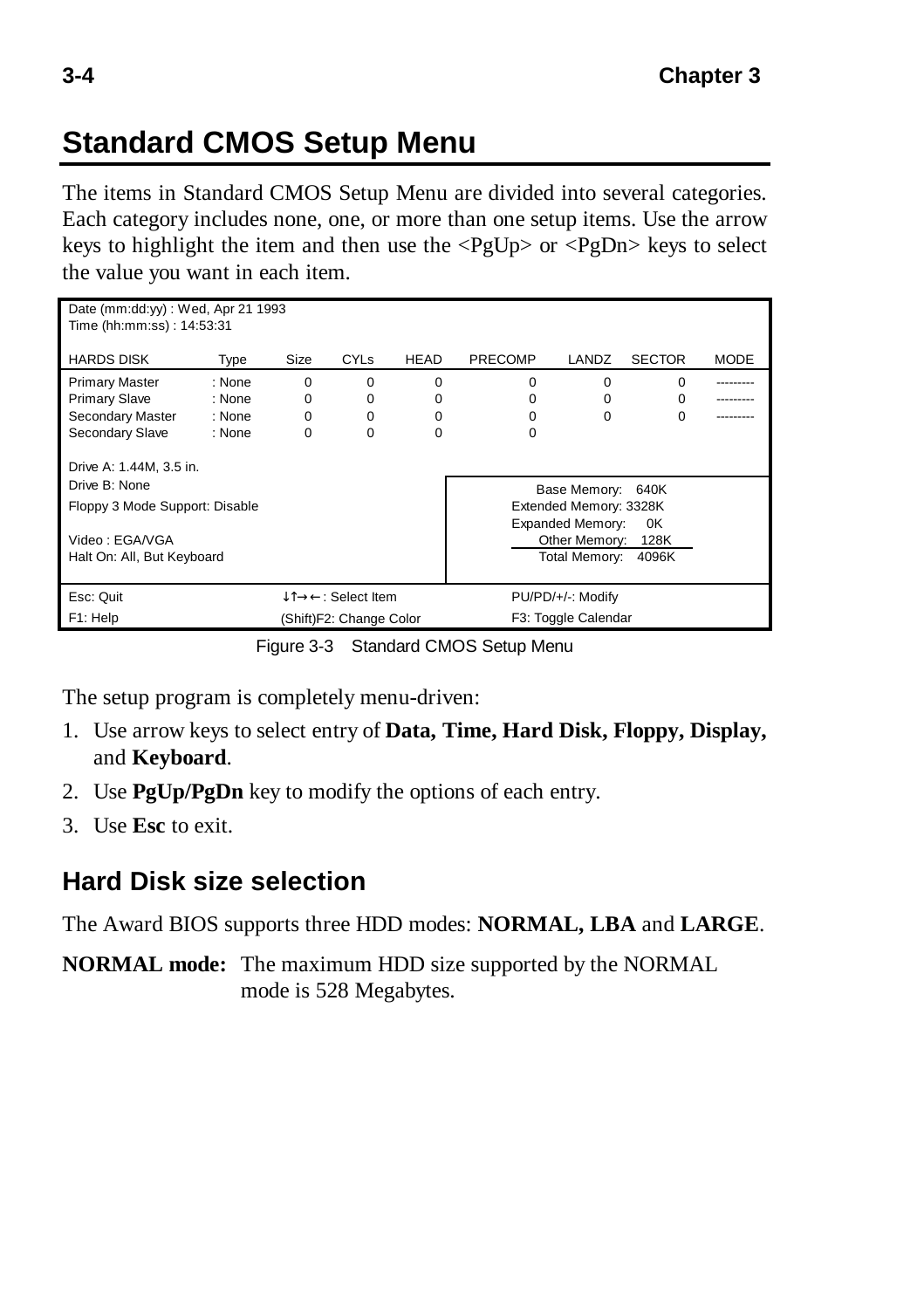# Standard CMOS Setup Menu

The items in Standard CMOS Setup Menu are divided into several categories. Each category includes none, one, or more than one setup items. Use the arrow keys to highlight the item and then use the <PgUp> or <PgDn> keys to select the value you want in each item.

```
Date (mm:dd:yy) : Wed, Apr 21 1993
Time (hh:mm:ss) : 14:53:31

HARDS DISK         Type     Size   CYLs   HEAD   PRECOMP   LANDZ   SECTOR   MODE
Primary Master     : None   0      0      0      0         0       0        ---------
Primary Slave      : None   0      0      0      0         0       0        ---------
Secondary Master   : None   0      0      0      0         0       0        ---------
Secondary Slave    : None   0      0      0      0

Drive A: 1.44M, 3.5 in.
Drive B: None                               Base Memory:   640K
Floppy 3 Mode Support: Disable              Extended Memory: 3328K
                                            Expanded Memory:    0K
Video : EGA/VGA                             Other Memory:   128K
Halt On: All, But Keyboard                  Total Memory:  4096K

Esc: Quit          ↓↑→←: Select Item            PU/PD/+/-: Modify
F1: Help           (Shift)F2: Change Color      F3: Toggle Calendar
```

Figure 3-3 Standard CMOS Setup Menu

The setup program is completely menu-driven:

1. Use arrow keys to select entry of **Data, Time, Hard Disk, Floppy, Display,** and **Keyboard**.
2. Use **PgUp/PgDn** key to modify the options of each entry.
3. Use **Esc** to exit.

## Hard Disk size selection

The Award BIOS supports three HDD modes: **NORMAL, LBA** and **LARGE**.

**NORMAL mode:** The maximum HDD size supported by the NORMAL mode is 528 Megabytes.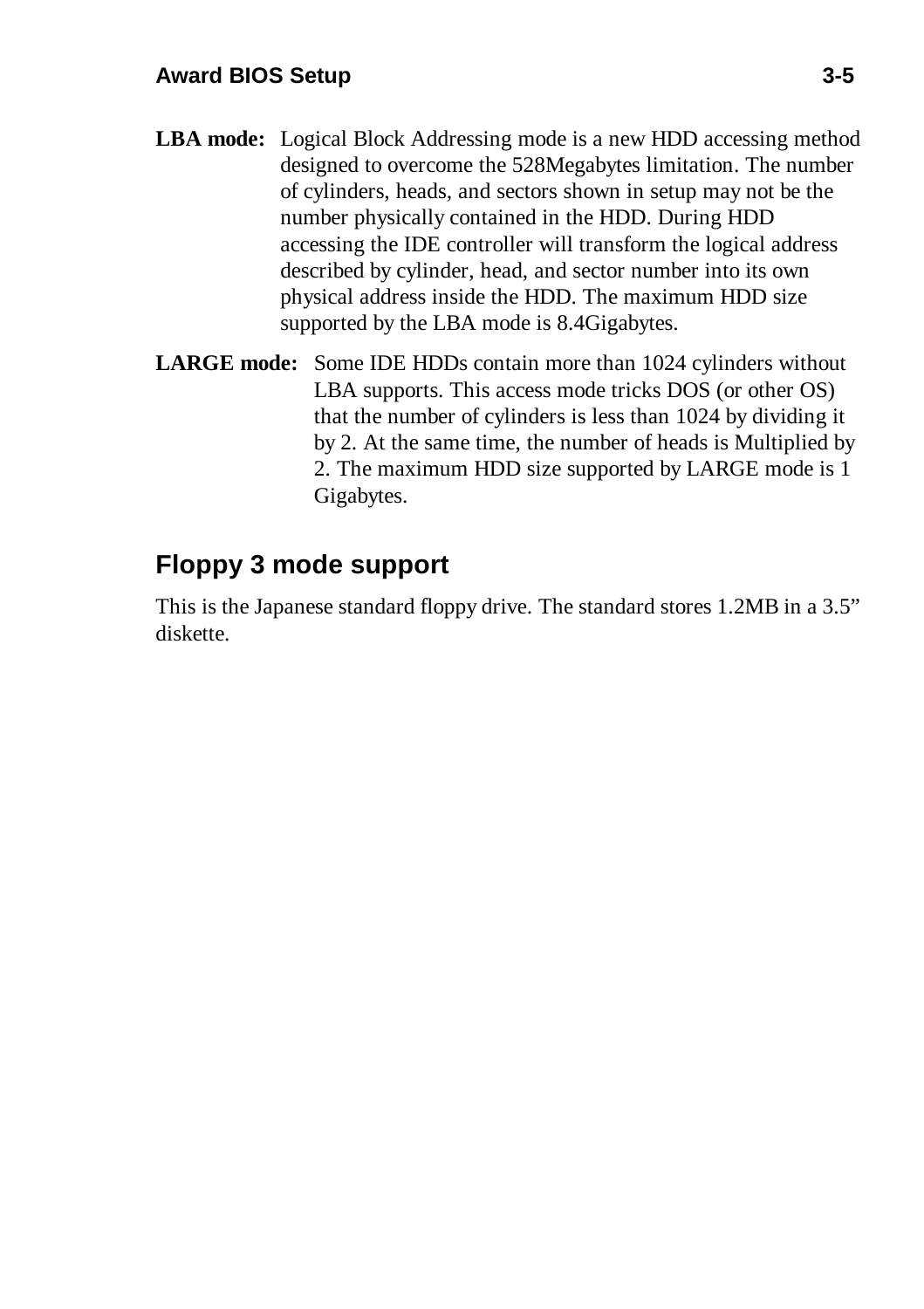**LBA mode:** Logical Block Addressing mode is a new HDD accessing method designed to overcome the 528Megabytes limitation. The number of cylinders, heads, and sectors shown in setup may not be the number physically contained in the HDD. During HDD accessing the IDE controller will transform the logical address described by cylinder, head, and sector number into its own physical address inside the HDD. The maximum HDD size supported by the LBA mode is 8.4Gigabytes.

**LARGE mode:** Some IDE HDDs contain more than 1024 cylinders without LBA supports. This access mode tricks DOS (or other OS) that the number of cylinders is less than 1024 by dividing it by 2. At the same time, the number of heads is Multiplied by 2. The maximum HDD size supported by LARGE mode is 1 Gigabytes.

## Floppy 3 mode support

This is the Japanese standard floppy drive. The standard stores 1.2MB in a 3.5" diskette.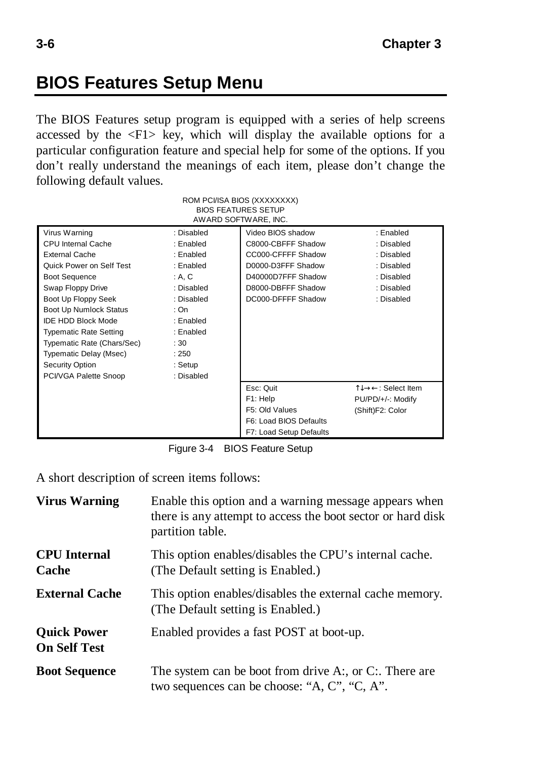## BIOS Features Setup Menu

The BIOS Features setup program is equipped with a series of help screens accessed by the <F1> key, which will display the available options for a particular configuration feature and special help for some of the options. If you don't really understand the meanings of each item, please don't change the following default values.

ROM PCI/ISA BIOS (XXXXXXXX)
BIOS FEATURES SETUP
AWARD SOFTWARE, INC.

| | | | |
|---|---|---|---|
| Virus Warning | : Disabled | Video BIOS shadow | : Enabled |
| CPU Internal Cache | : Enabled | C8000-CBFFF Shadow | : Disabled |
| External Cache | : Enabled | CC000-CFFFF Shadow | : Disabled |
| Quick Power on Self Test | : Enabled | D0000-D3FFF Shadow | : Disabled |
| Boot Sequence | : A, C | D40000D7FFF Shadow | : Disabled |
| Swap Floppy Drive | : Disabled | D8000-DBFFF Shadow | : Disabled |
| Boot Up Floppy Seek | : Disabled | DC000-DFFFF Shadow | : Disabled |
| Boot Up Numlock Status | : On | | |
| IDE HDD Block Mode | : Enabled | | |
| Typematic Rate Setting | : Enabled | | |
| Typematic Rate (Chars/Sec) | : 30 | | |
| Typematic Delay (Msec) | : 250 | | |
| Security Option | : Setup | | |
| PCI/VGA Palette Snoop | : Disabled | | |
| | | Esc: Quit | ↑↓→←: Select Item |
| | | F1: Help | PU/PD/+/-: Modify |
| | | F5: Old Values | (Shift)F2: Color |
| | | F6: Load BIOS Defaults | |
| | | F7: Load Setup Defaults | |

Figure 3-4 BIOS Feature Setup

A short description of screen items follows:

**Virus Warning** Enable this option and a warning message appears when there is any attempt to access the boot sector or hard disk partition table.

**CPU Internal Cache** This option enables/disables the CPU's internal cache. (The Default setting is Enabled.)

**External Cache** This option enables/disables the external cache memory. (The Default setting is Enabled.)

**Quick Power On Self Test** Enabled provides a fast POST at boot-up.

**Boot Sequence** The system can be boot from drive A:, or C:. There are two sequences can be choose: "A, C", "C, A".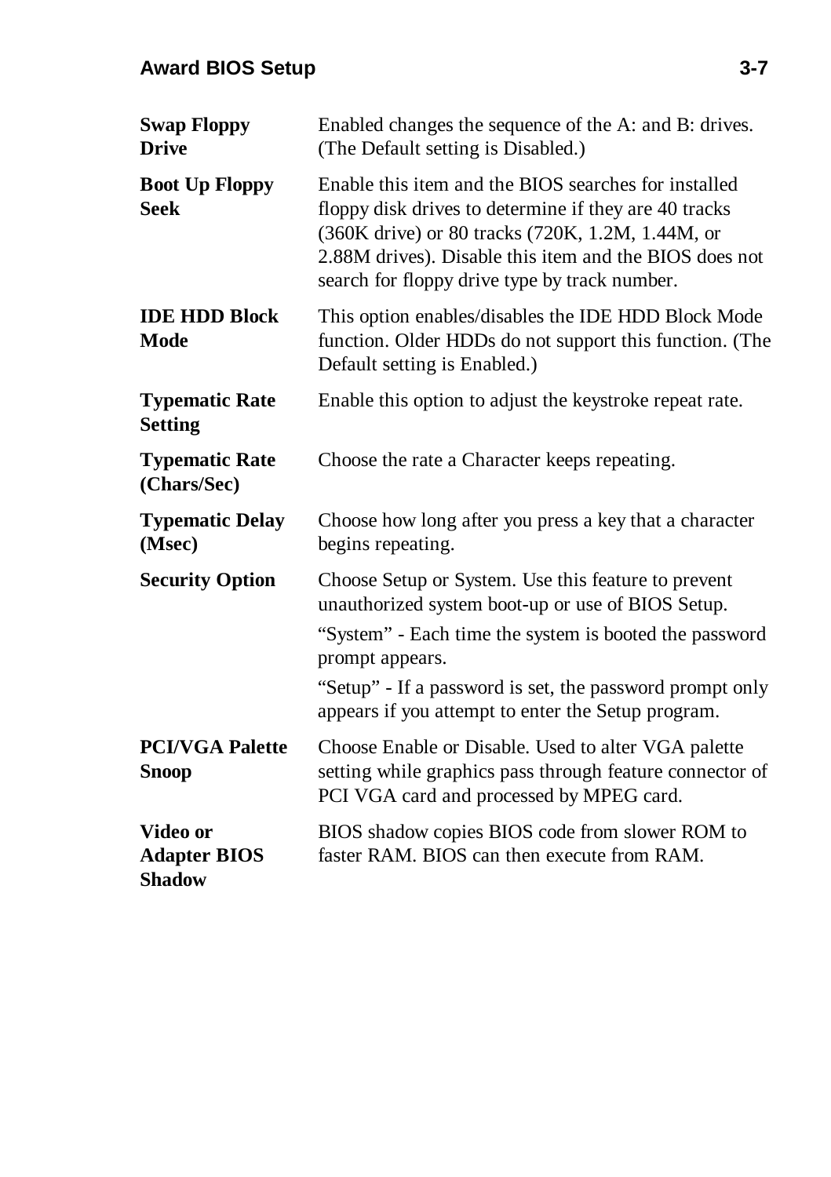| | |
|---|---|
| **Swap Floppy Drive** | Enabled changes the sequence of the A: and B: drives. (The Default setting is Disabled.) |
| **Boot Up Floppy Seek** | Enable this item and the BIOS searches for installed floppy disk drives to determine if they are 40 tracks (360K drive) or 80 tracks (720K, 1.2M, 1.44M, or 2.88M drives). Disable this item and the BIOS does not search for floppy drive type by track number. |
| **IDE HDD Block Mode** | This option enables/disables the IDE HDD Block Mode function. Older HDDs do not support this function. (The Default setting is Enabled.) |
| **Typematic Rate Setting** | Enable this option to adjust the keystroke repeat rate. |
| **Typematic Rate (Chars/Sec)** | Choose the rate a Character keeps repeating. |
| **Typematic Delay (Msec)** | Choose how long after you press a key that a character begins repeating. |
| **Security Option** | Choose Setup or System. Use this feature to prevent unauthorized system boot-up or use of BIOS Setup.<br>"System" - Each time the system is booted the password prompt appears.<br>"Setup" - If a password is set, the password prompt only appears if you attempt to enter the Setup program. |
| **PCI/VGA Palette Snoop** | Choose Enable or Disable. Used to alter VGA palette setting while graphics pass through feature connector of PCI VGA card and processed by MPEG card. |
| **Video or Adapter BIOS Shadow** | BIOS shadow copies BIOS code from slower ROM to faster RAM. BIOS can then execute from RAM. |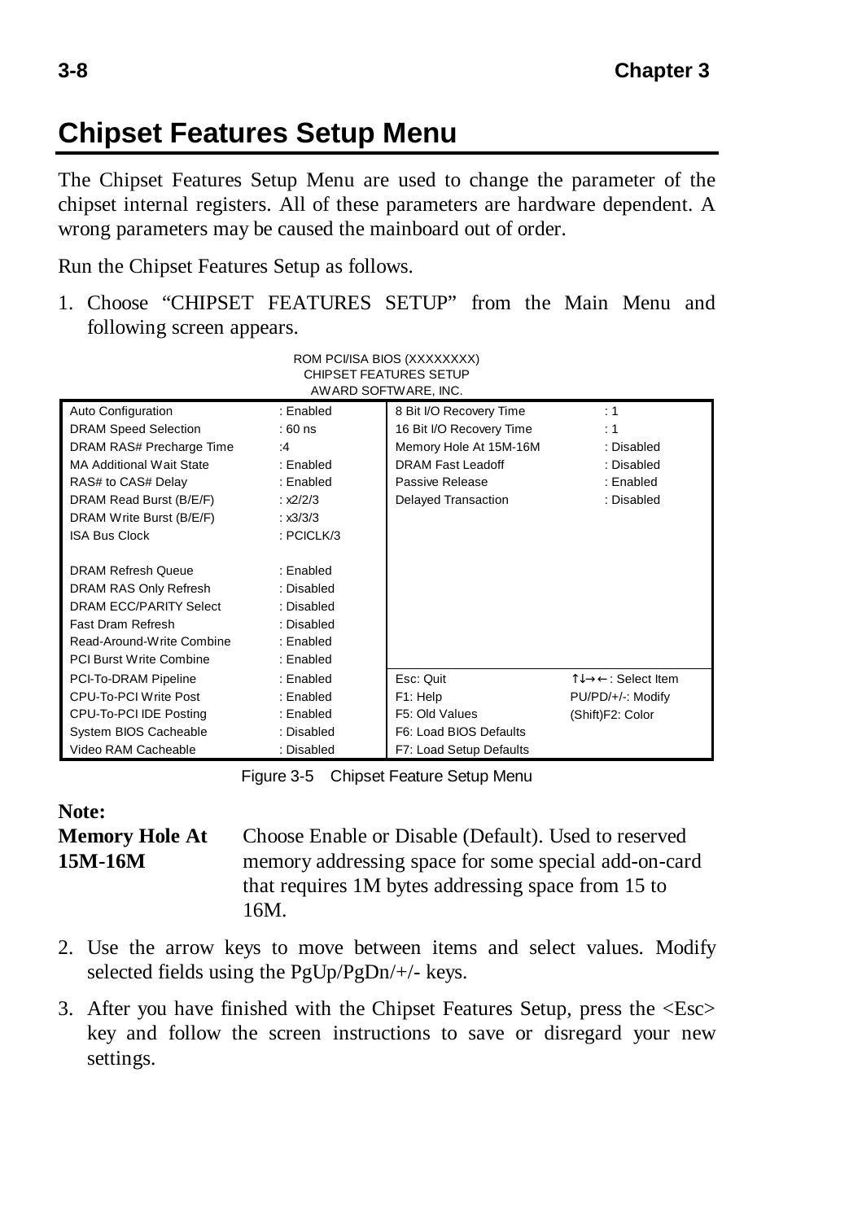# Chipset Features Setup Menu

The Chipset Features Setup Menu are used to change the parameter of the chipset internal registers. All of these parameters are hardware dependent. A wrong parameters may be caused the mainboard out of order.

Run the Chipset Features Setup as follows.

1. Choose "CHIPSET FEATURES SETUP" from the Main Menu and following screen appears.

```
                         ROM PCI/ISA BIOS (XXXXXXXX)
                           CHIPSET FEATURES SETUP
                            AWARD SOFTWARE, INC.
Auto Configuration          : Enabled     8 Bit I/O Recovery Time    : 1
DRAM Speed Selection        : 60 ns       16 Bit I/O Recovery Time   : 1
DRAM RAS# Precharge Time    :4            Memory Hole At 15M-16M     : Disabled
MA Additional Wait State    : Enabled     DRAM Fast Leadoff          : Disabled
RAS# to CAS# Delay          : Enabled     Passive Release            : Enabled
DRAM Read Burst (B/E/F)     : x2/2/3      Delayed Transaction        : Disabled
DRAM Write Burst (B/E/F)    : x3/3/3
ISA Bus Clock               : PCICLK/3

DRAM Refresh Queue          : Enabled
DRAM RAS Only Refresh       : Disabled
DRAM ECC/PARITY Select      : Disabled
Fast Dram Refresh           : Disabled
Read-Around-Write Combine   : Enabled
PCI Burst Write Combine     : Enabled
PCI-To-DRAM Pipeline        : Enabled     Esc: Quit                  ↑↓→← : Select Item
CPU-To-PCI Write Post       : Enabled     F1: Help                   PU/PD/+/-: Modify
CPU-To-PCI IDE Posting      : Enabled     F5: Old Values             (Shift)F2: Color
System BIOS Cacheable       : Disabled    F6: Load BIOS Defaults
Video RAM Cacheable         : Disabled    F7: Load Setup Defaults
```

Figure 3-5 Chipset Feature Setup Menu

**Note:**

**Memory Hole At 15M-16M** — Choose Enable or Disable (Default). Used to reserved memory addressing space for some special add-on-card that requires 1M bytes addressing space from 15 to 16M.

2. Use the arrow keys to move between items and select values. Modify selected fields using the PgUp/PgDn/+/- keys.
3. After you have finished with the Chipset Features Setup, press the <Esc> key and follow the screen instructions to save or disregard your new settings.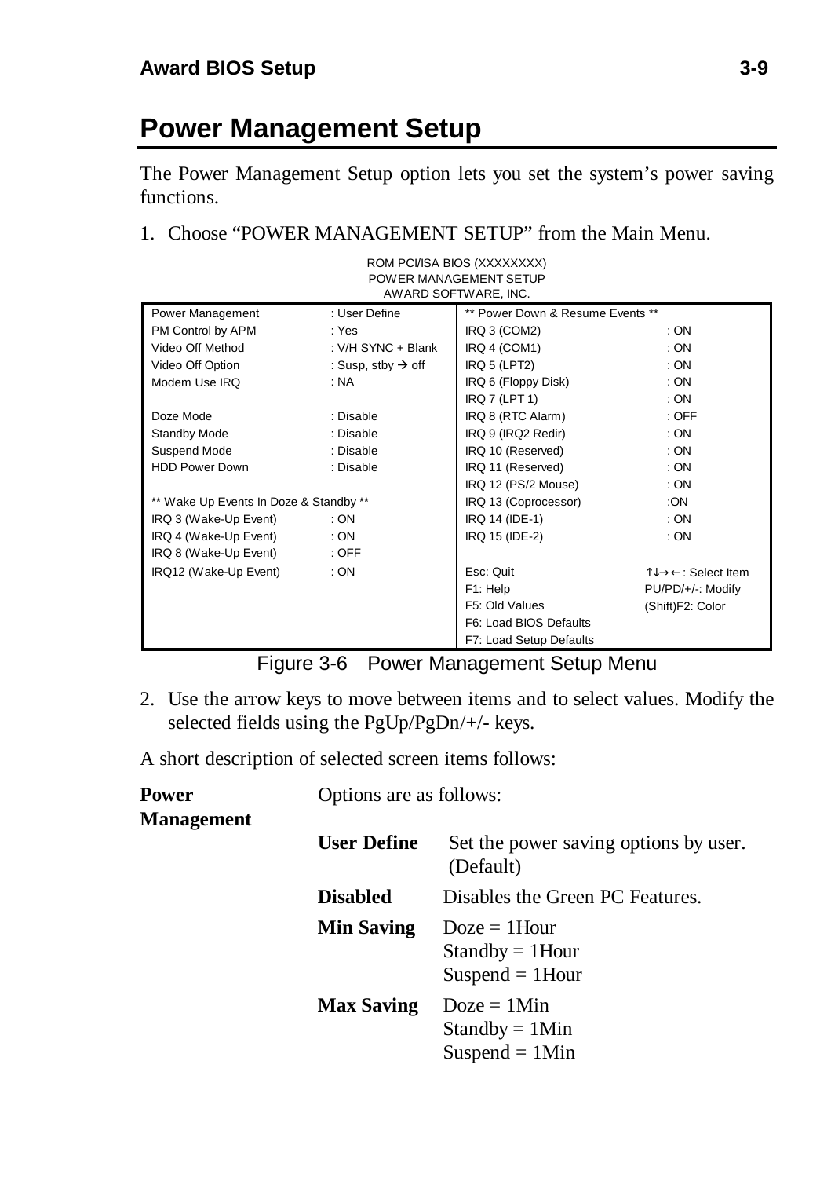# Power Management Setup

The Power Management Setup option lets you set the system's power saving functions.

1. Choose "POWER MANAGEMENT SETUP" from the Main Menu.

```
                         ROM PCI/ISA BIOS (XXXXXXXX)
                          POWER MANAGEMENT SETUP
                           AWARD SOFTWARE, INC.

Power Management          : User Define       ** Power Down & Resume Events **
PM Control by APM         : Yes               IRQ 3 (COM2)             : ON
Video Off Method          : V/H SYNC + Blank  IRQ 4 (COM1)             : ON
Video Off Option          : Susp, stby → off  IRQ 5 (LPT2)             : ON
Modem Use IRQ             : NA                IRQ 6 (Floppy Disk)      : ON
                                              IRQ 7 (LPT 1)            : ON
Doze Mode                 : Disable           IRQ 8 (RTC Alarm)        : OFF
Standby Mode              : Disable           IRQ 9 (IRQ2 Redir)       : ON
Suspend Mode              : Disable           IRQ 10 (Reserved)        : ON
HDD Power Down            : Disable           IRQ 11 (Reserved)        : ON
                                              IRQ 12 (PS/2 Mouse)      : ON
** Wake Up Events In Doze & Standby **        IRQ 13 (Coprocessor)     :ON
IRQ 3 (Wake-Up Event)     : ON                IRQ 14 (IDE-1)           : ON
IRQ 4 (Wake-Up Event)     : ON                IRQ 15 (IDE-2)           : ON
IRQ 8 (Wake-Up Event)     : OFF
IRQ12 (Wake-Up Event)     : ON                Esc: Quit                ↑↓→←: Select Item
                                              F1: Help                 PU/PD/+/-: Modify
                                              F5: Old Values           (Shift)F2: Color
                                              F6: Load BIOS Defaults
                                              F7: Load Setup Defaults
```

Figure 3-6 Power Management Setup Menu

2. Use the arrow keys to move between items and to select values. Modify the selected fields using the PgUp/PgDn/+/- keys.

A short description of selected screen items follows:

**Power Management**

Options are as follows:

| Option | Description |
|---|---|
| **User Define** | Set the power saving options by user. (Default) |
| **Disabled** | Disables the Green PC Features. |
| **Min Saving** | Doze = 1Hour<br>Standby = 1Hour<br>Suspend = 1Hour |
| **Max Saving** | Doze = 1Min<br>Standby = 1Min<br>Suspend = 1Min |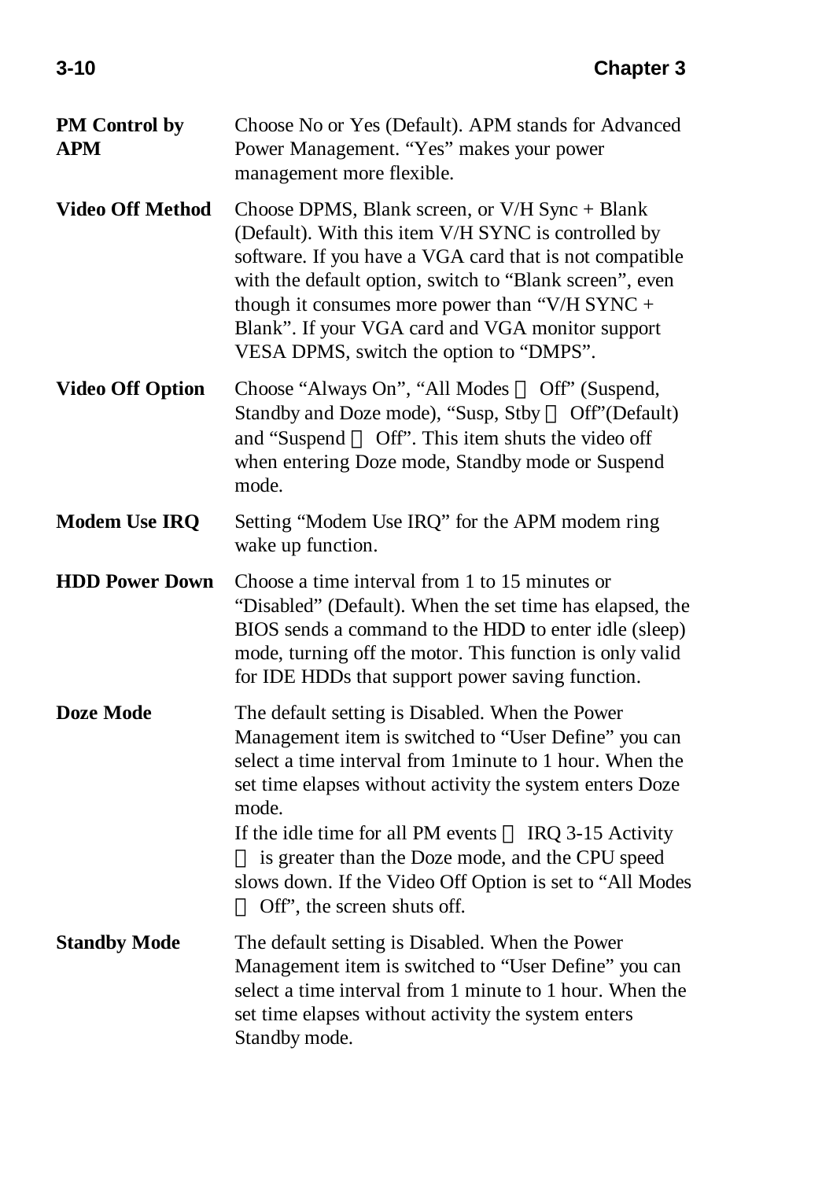**PM Control by APM**
Choose No or Yes (Default). APM stands for Advanced Power Management. “Yes” makes your power management more flexible.

**Video Off Method**
Choose DPMS, Blank screen, or V/H Sync + Blank (Default). With this item V/H SYNC is controlled by software. If you have a VGA card that is not compatible with the default option, switch to “Blank screen”, even though it consumes more power than “V/H SYNC + Blank”. If your VGA card and VGA monitor support VESA DPMS, switch the option to “DMPS”.

**Video Off Option**
Choose “Always On”, “All Modes → Off” (Suspend, Standby and Doze mode), “Susp, Stby → Off”(Default) and “Suspend → Off”. This item shuts the video off when entering Doze mode, Standby mode or Suspend mode.

**Modem Use IRQ**
Setting “Modem Use IRQ” for the APM modem ring wake up function.

**HDD Power Down**
Choose a time interval from 1 to 15 minutes or “Disabled” (Default). When the set time has elapsed, the BIOS sends a command to the HDD to enter idle (sleep) mode, turning off the motor. This function is only valid for IDE HDDs that support power saving function.

**Doze Mode**
The default setting is Disabled. When the Power Management item is switched to “User Define” you can select a time interval from 1minute to 1 hour. When the set time elapses without activity the system enters Doze mode.
If the idle time for all PM events （IRQ 3-15 Activity） is greater than the Doze mode, and the CPU speed slows down. If the Video Off Option is set to “All Modes → Off”, the screen shuts off.

**Standby Mode**
The default setting is Disabled. When the Power Management item is switched to “User Define” you can select a time interval from 1 minute to 1 hour. When the set time elapses without activity the system enters Standby mode.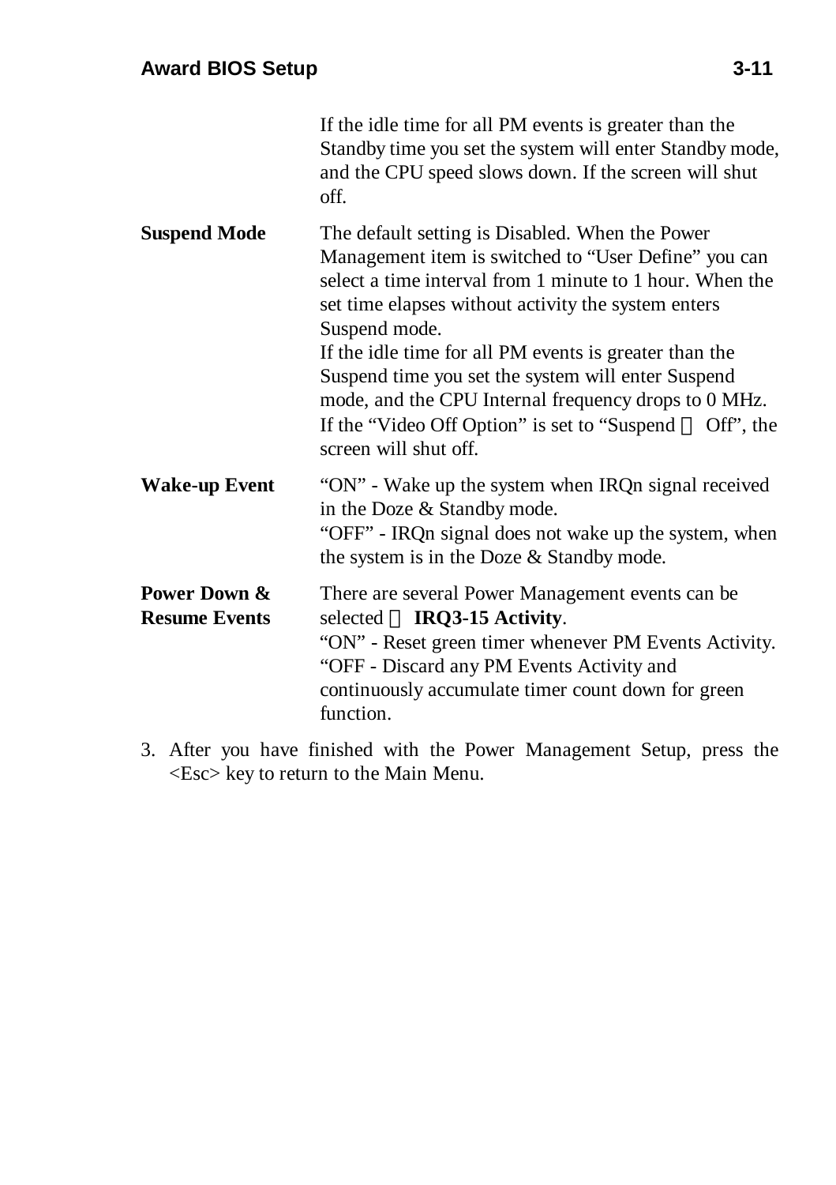If the idle time for all PM events is greater than the Standby time you set the system will enter Standby mode, and the CPU speed slows down. If the screen will shut off.

**Suspend Mode** The default setting is Disabled. When the Power Management item is switched to “User Define” you can select a time interval from 1 minute to 1 hour. When the set time elapses without activity the system enters Suspend mode.
If the idle time for all PM events is greater than the Suspend time you set the system will enter Suspend mode, and the CPU Internal frequency drops to 0 MHz. If the “Video Off Option” is set to “Suspend → Off”, the screen will shut off.

**Wake-up Event** “ON” - Wake up the system when IRQn signal received in the Doze & Standby mode.
“OFF” - IRQn signal does not wake up the system, when the system is in the Doze & Standby mode.

**Power Down & Resume Events** There are several Power Management events can be selected : **IRQ3-15 Activity**.
“ON” - Reset green timer whenever PM Events Activity.
“OFF - Discard any PM Events Activity and continuously accumulate timer count down for green function.

3. After you have finished with the Power Management Setup, press the <Esc> key to return to the Main Menu.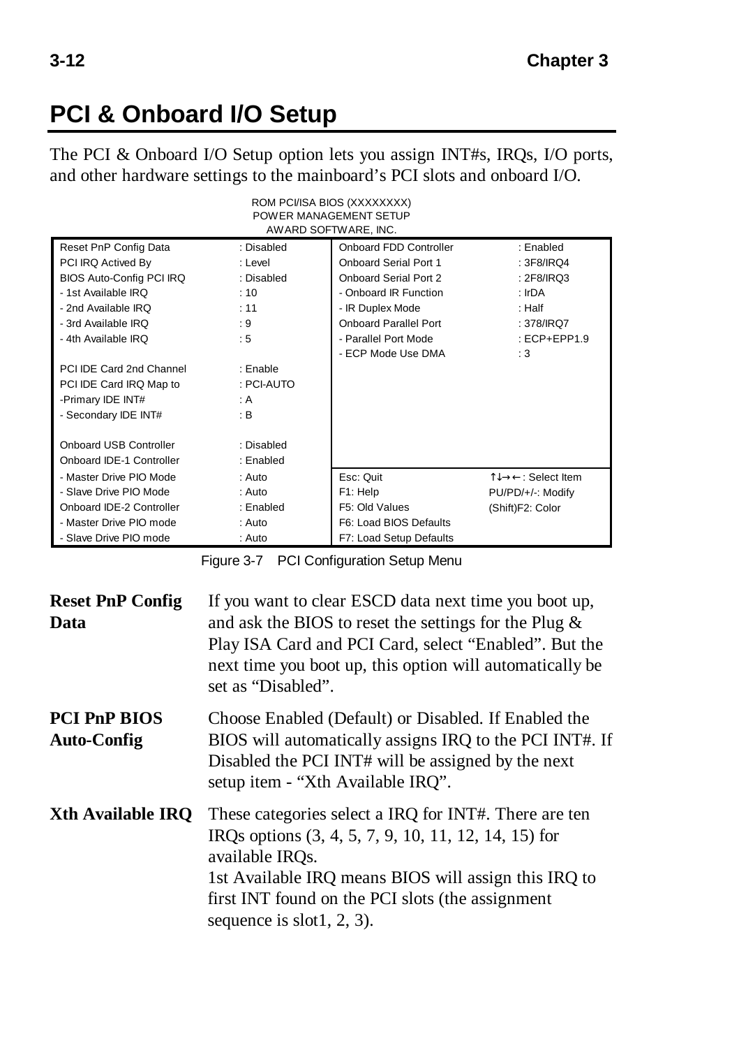# PCI & Onboard I/O Setup

The PCI & Onboard I/O Setup option lets you assign INT#s, IRQs, I/O ports, and other hardware settings to the mainboard's PCI slots and onboard I/O.

ROM PCI/ISA BIOS (XXXXXXXX)
POWER MANAGEMENT SETUP
AWARD SOFTWARE, INC.

| | | | |
|---|---|---|---|
| Reset PnP Config Data | : Disabled | Onboard FDD Controller | : Enabled |
| PCI IRQ Actived By | : Level | Onboard Serial Port 1 | : 3F8/IRQ4 |
| BIOS Auto-Config PCI IRQ | : Disabled | Onboard Serial Port 2 | : 2F8/IRQ3 |
| - 1st Available IRQ | : 10 | - Onboard IR Function | : IrDA |
| - 2nd Available IRQ | : 11 | - IR Duplex Mode | : Half |
| - 3rd Available IRQ | : 9 | Onboard Parallel Port | : 378/IRQ7 |
| - 4th Available IRQ | : 5 | - Parallel Port Mode | : ECP+EPP1.9 |
| | | - ECP Mode Use DMA | : 3 |
| PCI IDE Card 2nd Channel | : Enable | | |
| PCI IDE Card IRQ Map to | : PCI-AUTO | | |
| -Primary IDE INT# | : A | | |
| - Secondary IDE INT# | : B | | |
| Onboard USB Controller | : Disabled | | |
| Onboard IDE-1 Controller | : Enabled | | |
| - Master Drive PIO Mode | : Auto | Esc: Quit | ↑↓→←: Select Item |
| - Slave Drive PIO Mode | : Auto | F1: Help | PU/PD/+/-: Modify |
| Onboard IDE-2 Controller | : Enabled | F5: Old Values | (Shift)F2: Color |
| - Master Drive PIO mode | : Auto | F6: Load BIOS Defaults | |
| - Slave Drive PIO mode | : Auto | F7: Load Setup Defaults | |

Figure 3-7 PCI Configuration Setup Menu

**Reset PnP Config Data**
If you want to clear ESCD data next time you boot up, and ask the BIOS to reset the settings for the Plug & Play ISA Card and PCI Card, select "Enabled". But the next time you boot up, this option will automatically be set as "Disabled".

**PCI PnP BIOS Auto-Config**
Choose Enabled (Default) or Disabled. If Enabled the BIOS will automatically assigns IRQ to the PCI INT#. If Disabled the PCI INT# will be assigned by the next setup item - "Xth Available IRQ".

**Xth Available IRQ**
These categories select a IRQ for INT#. There are ten IRQs options (3, 4, 5, 7, 9, 10, 11, 12, 14, 15) for available IRQs.
1st Available IRQ means BIOS will assign this IRQ to first INT found on the PCI slots (the assignment sequence is slot1, 2, 3).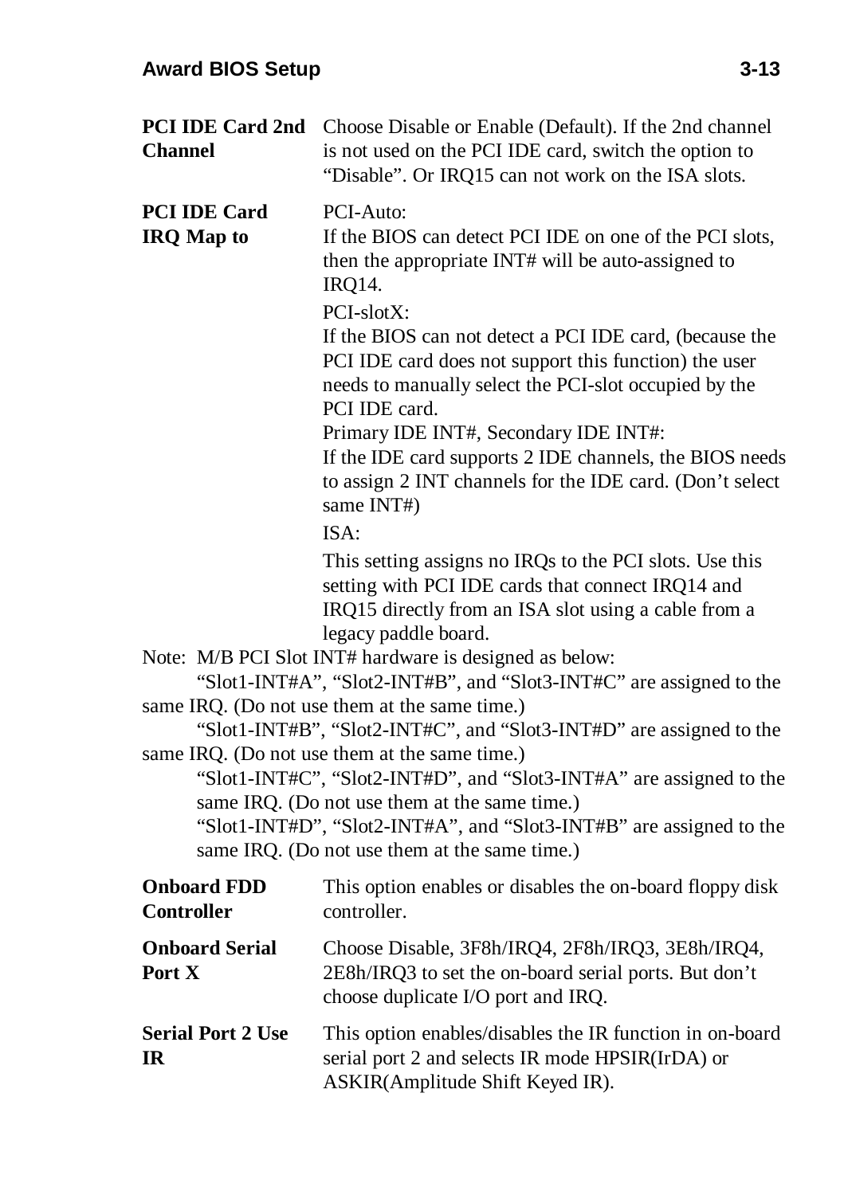**PCI IDE Card 2nd Channel** Choose Disable or Enable (Default). If the 2nd channel is not used on the PCI IDE card, switch the option to "Disable". Or IRQ15 can not work on the ISA slots.

**PCI IDE Card IRQ Map to** PCI-Auto:
If the BIOS can detect PCI IDE on one of the PCI slots, then the appropriate INT# will be auto-assigned to IRQ14.

PCI-slotX:
If the BIOS can not detect a PCI IDE card, (because the PCI IDE card does not support this function) the user needs to manually select the PCI-slot occupied by the PCI IDE card.
Primary IDE INT#, Secondary IDE INT#:
If the IDE card supports 2 IDE channels, the BIOS needs to assign 2 INT channels for the IDE card. (Don't select same INT#)

ISA:

This setting assigns no IRQs to the PCI slots. Use this setting with PCI IDE cards that connect IRQ14 and IRQ15 directly from an ISA slot using a cable from a legacy paddle board.

Note: M/B PCI Slot INT# hardware is designed as below:
"Slot1-INT#A", "Slot2-INT#B", and "Slot3-INT#C" are assigned to the same IRQ. (Do not use them at the same time.)
"Slot1-INT#B", "Slot2-INT#C", and "Slot3-INT#D" are assigned to the same IRQ. (Do not use them at the same time.)
"Slot1-INT#C", "Slot2-INT#D", and "Slot3-INT#A" are assigned to the same IRQ. (Do not use them at the same time.)
"Slot1-INT#D", "Slot2-INT#A", and "Slot3-INT#B" are assigned to the same IRQ. (Do not use them at the same time.)

**Onboard FDD Controller** This option enables or disables the on-board floppy disk controller.

**Onboard Serial Port X** Choose Disable, 3F8h/IRQ4, 2F8h/IRQ3, 3E8h/IRQ4, 2E8h/IRQ3 to set the on-board serial ports. But don't choose duplicate I/O port and IRQ.

**Serial Port 2 Use IR** This option enables/disables the IR function in on-board serial port 2 and selects IR mode HPSIR(IrDA) or ASKIR(Amplitude Shift Keyed IR).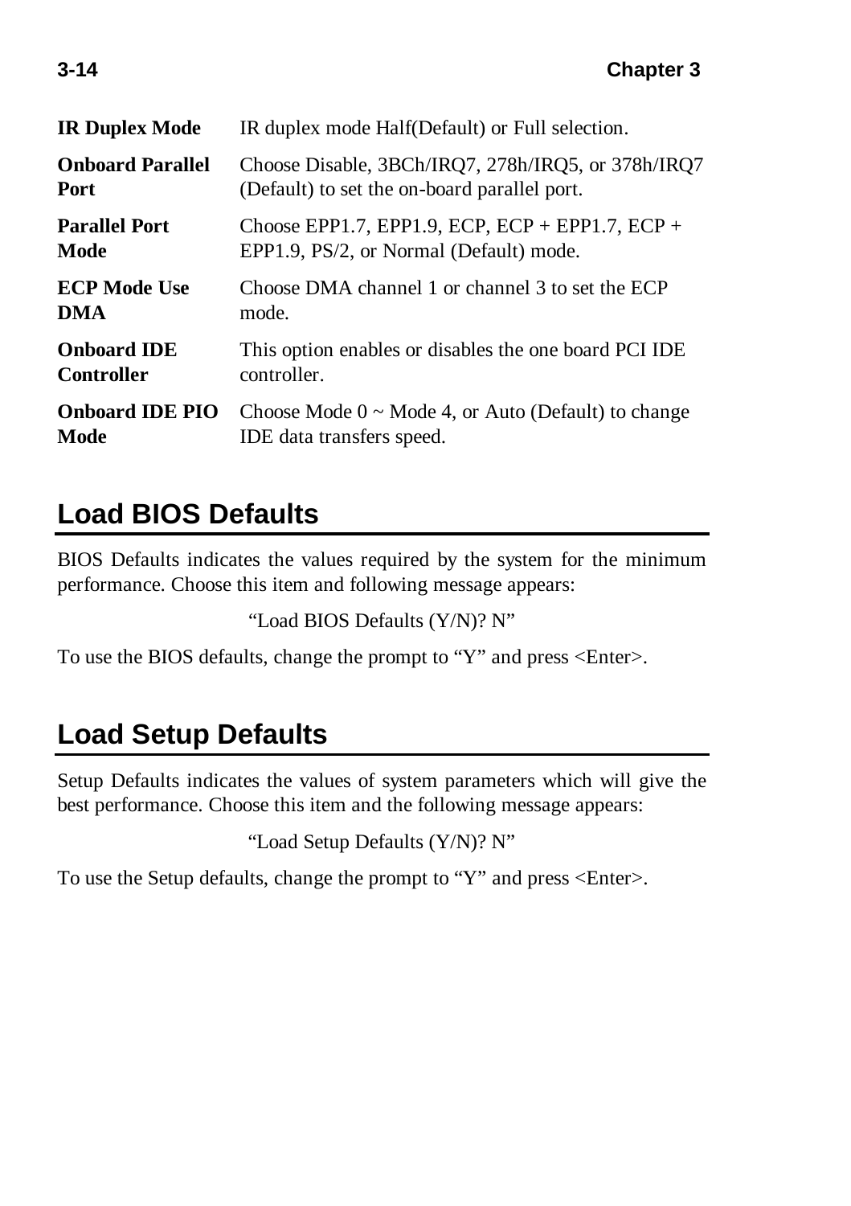**IR Duplex Mode** IR duplex mode Half(Default) or Full selection.

**Onboard Parallel Port** Choose Disable, 3BCh/IRQ7, 278h/IRQ5, or 378h/IRQ7 (Default) to set the on-board parallel port.

**Parallel Port Mode** Choose EPP1.7, EPP1.9, ECP, ECP + EPP1.7, ECP + EPP1.9, PS/2, or Normal (Default) mode.

**ECP Mode Use DMA** Choose DMA channel 1 or channel 3 to set the ECP mode.

**Onboard IDE Controller** This option enables or disables the one board PCI IDE controller.

**Onboard IDE PIO Mode** Choose Mode 0 ~ Mode 4, or Auto (Default) to change IDE data transfers speed.

## Load BIOS Defaults

BIOS Defaults indicates the values required by the system for the minimum performance. Choose this item and following message appears:

"Load BIOS Defaults (Y/N)? N"

To use the BIOS defaults, change the prompt to "Y" and press <Enter>.

## Load Setup Defaults

Setup Defaults indicates the values of system parameters which will give the best performance. Choose this item and the following message appears:

"Load Setup Defaults (Y/N)? N"

To use the Setup defaults, change the prompt to "Y" and press <Enter>.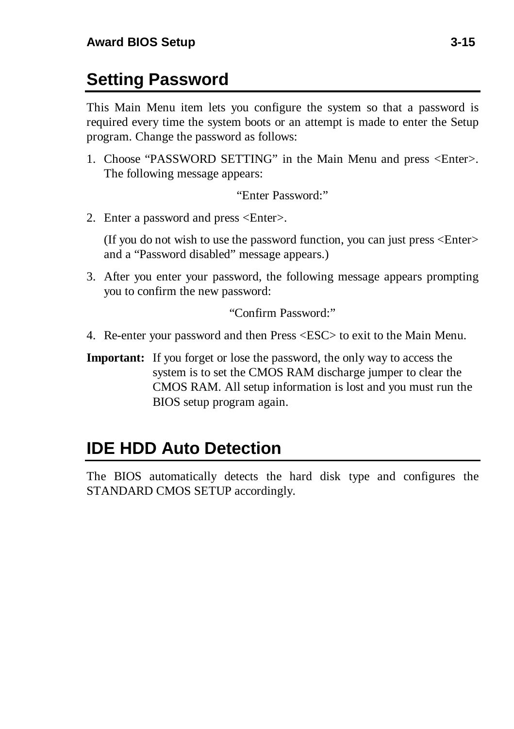## Setting Password

This Main Menu item lets you configure the system so that a password is required every time the system boots or an attempt is made to enter the Setup program. Change the password as follows:

1. Choose "PASSWORD SETTING" in the Main Menu and press <Enter>. The following message appears:

   "Enter Password:"

2. Enter a password and press <Enter>.

   (If you do not wish to use the password function, you can just press <Enter> and a "Password disabled" message appears.)

3. After you enter your password, the following message appears prompting you to confirm the new password:

   "Confirm Password:"

4. Re-enter your password and then Press <ESC> to exit to the Main Menu.

**Important:** If you forget or lose the password, the only way to access the system is to set the CMOS RAM discharge jumper to clear the CMOS RAM. All setup information is lost and you must run the BIOS setup program again.

## IDE HDD Auto Detection

The BIOS automatically detects the hard disk type and configures the STANDARD CMOS SETUP accordingly.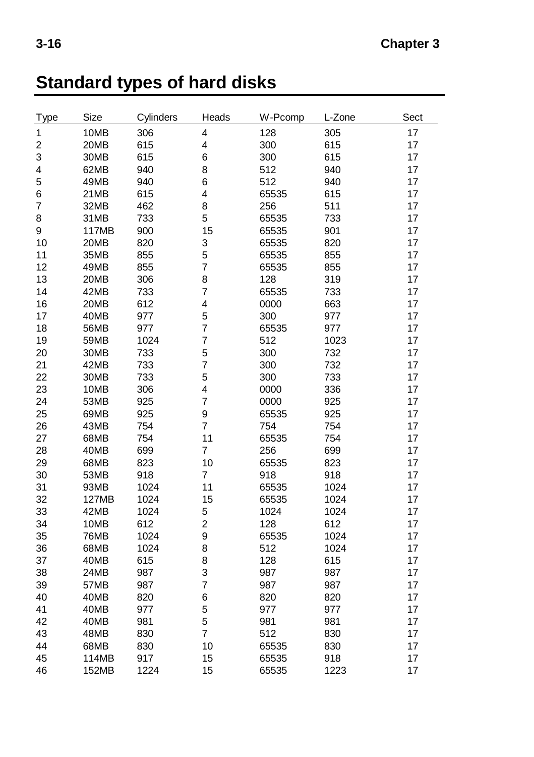# Standard types of hard disks

| Type | Size | Cylinders | Heads | W-Pcomp | L-Zone | Sect |
|---|---|---|---|---|---|---|
| 1 | 10MB | 306 | 4 | 128 | 305 | 17 |
| 2 | 20MB | 615 | 4 | 300 | 615 | 17 |
| 3 | 30MB | 615 | 6 | 300 | 615 | 17 |
| 4 | 62MB | 940 | 8 | 512 | 940 | 17 |
| 5 | 49MB | 940 | 6 | 512 | 940 | 17 |
| 6 | 21MB | 615 | 4 | 65535 | 615 | 17 |
| 7 | 32MB | 462 | 8 | 256 | 511 | 17 |
| 8 | 31MB | 733 | 5 | 65535 | 733 | 17 |
| 9 | 117MB | 900 | 15 | 65535 | 901 | 17 |
| 10 | 20MB | 820 | 3 | 65535 | 820 | 17 |
| 11 | 35MB | 855 | 5 | 65535 | 855 | 17 |
| 12 | 49MB | 855 | 7 | 65535 | 855 | 17 |
| 13 | 20MB | 306 | 8 | 128 | 319 | 17 |
| 14 | 42MB | 733 | 7 | 65535 | 733 | 17 |
| 16 | 20MB | 612 | 4 | 0000 | 663 | 17 |
| 17 | 40MB | 977 | 5 | 300 | 977 | 17 |
| 18 | 56MB | 977 | 7 | 65535 | 977 | 17 |
| 19 | 59MB | 1024 | 7 | 512 | 1023 | 17 |
| 20 | 30MB | 733 | 5 | 300 | 732 | 17 |
| 21 | 42MB | 733 | 7 | 300 | 732 | 17 |
| 22 | 30MB | 733 | 5 | 300 | 733 | 17 |
| 23 | 10MB | 306 | 4 | 0000 | 336 | 17 |
| 24 | 53MB | 925 | 7 | 0000 | 925 | 17 |
| 25 | 69MB | 925 | 9 | 65535 | 925 | 17 |
| 26 | 43MB | 754 | 7 | 754 | 754 | 17 |
| 27 | 68MB | 754 | 11 | 65535 | 754 | 17 |
| 28 | 40MB | 699 | 7 | 256 | 699 | 17 |
| 29 | 68MB | 823 | 10 | 65535 | 823 | 17 |
| 30 | 53MB | 918 | 7 | 918 | 918 | 17 |
| 31 | 93MB | 1024 | 11 | 65535 | 1024 | 17 |
| 32 | 127MB | 1024 | 15 | 65535 | 1024 | 17 |
| 33 | 42MB | 1024 | 5 | 1024 | 1024 | 17 |
| 34 | 10MB | 612 | 2 | 128 | 612 | 17 |
| 35 | 76MB | 1024 | 9 | 65535 | 1024 | 17 |
| 36 | 68MB | 1024 | 8 | 512 | 1024 | 17 |
| 37 | 40MB | 615 | 8 | 128 | 615 | 17 |
| 38 | 24MB | 987 | 3 | 987 | 987 | 17 |
| 39 | 57MB | 987 | 7 | 987 | 987 | 17 |
| 40 | 40MB | 820 | 6 | 820 | 820 | 17 |
| 41 | 40MB | 977 | 5 | 977 | 977 | 17 |
| 42 | 40MB | 981 | 5 | 981 | 981 | 17 |
| 43 | 48MB | 830 | 7 | 512 | 830 | 17 |
| 44 | 68MB | 830 | 10 | 65535 | 830 | 17 |
| 45 | 114MB | 917 | 15 | 65535 | 918 | 17 |
| 46 | 152MB | 1224 | 15 | 65535 | 1223 | 17 |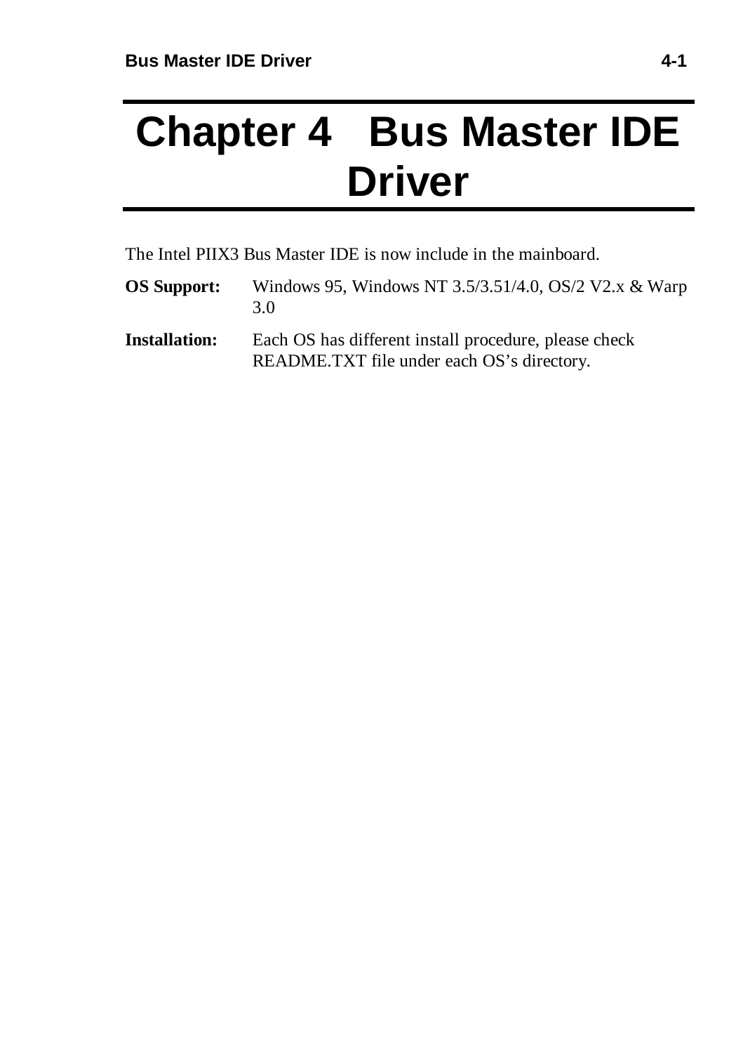# Chapter 4 Bus Master IDE Driver

The Intel PIIX3 Bus Master IDE is now include in the mainboard.

**OS Support:** Windows 95, Windows NT 3.5/3.51/4.0, OS/2 V2.x & Warp 3.0

**Installation:** Each OS has different install procedure, please check README.TXT file under each OS's directory.